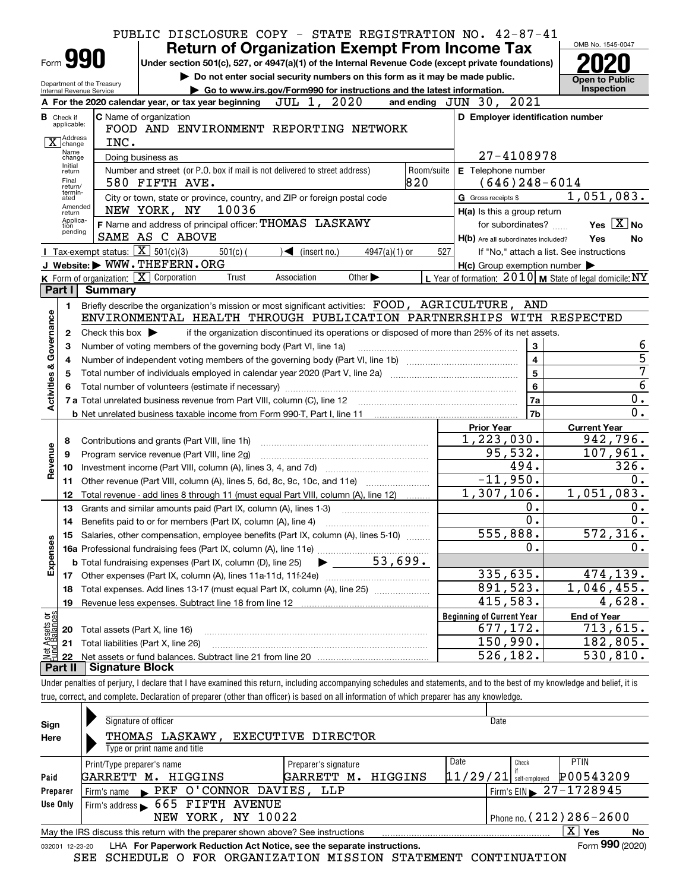PUBLIC DISCLOSURE COPY - STATE REGISTRATION NO. 42-87-41

# Form 990 — Return of Organization Exempt From Income Tax (2020)

Under section 501(c), 527, or 4947(a)(1) of the Internal Revenue Code (except private foundations)

▶ Do not enter social security numbers on this form as it may be made public.

▶ Go to www.irs.gov/Form990 for instructions and the latest information.

OMB No. 1545-0047 — Open to Public Inspection

Department of the Treasury, Internal Revenue Service

**A** For the 2020 calendar year, or tax year beginning JUL 1, 2020 and ending JUN 30, 2021

**B** Check if applicable: [X] Address change; Name change; Initial return; Final return/terminated; Amended return; Application pending

**C** Name of organization: FOOD AND ENVIRONMENT REPORTING NETWORK INC.

Doing business as

Number and street (or P.O. box if mail is not delivered to street address): 580 FIFTH AVE. Room/suite: 820

City or town, state or province, country, and ZIP or foreign postal code: NEW YORK, NY 10036

**D** Employer identification number: 27-4108978

**E** Telephone number: (646)248-6014

**G** Gross receipts $ 1,051,083.

**F** Name and address of principal officer: THOMAS LASKAWY, SAME AS C ABOVE

**H(a)** Is this a group return for subordinates? Yes [X] No

**H(b)** Are all subordinates included? Yes No — If "No," attach a list. See instructions

**H(c)** Group exemption number ▶

**I** Tax-exempt status: [X] 501(c)(3) 501(c) ( ) ◀ (insert no.) 4947(a)(1) or 527

**J** Website: ▶ WWW.THEFERN.ORG

**K** Form of organization: [X] Corporation Trust Association Other ▶

**L** Year of formation: 2010 **M** State of legal domicile: NY

## Part I Summary

**Activities & Governance**

1. Briefly describe the organization's mission or most significant activities: FOOD, AGRICULTURE, AND ENVIRONMENTAL HEALTH THROUGH PUBLICATION PARTNERSHIPS WITH RESPECTED
2. Check this box ▶ if the organization discontinued its operations or disposed of more than 25% of its net assets.

| Line | Description | No. | Value |
|---|---|---|---|
| 3 | Number of voting members of the governing body (Part VI, line 1a) | 3 | 6 |
| 4 | Number of independent voting members of the governing body (Part VI, line 1b) | 4 | 5 |
| 5 | Total number of individuals employed in calendar year 2020 (Part V, line 2a) | 5 | 7 |
| 6 | Total number of volunteers (estimate if necessary) | 6 | 6 |
| 7a | Total unrelated business revenue from Part VIII, column (C), line 12 | 7a | 0. |
| 7b | Net unrelated business taxable income from Form 990-T, Part I, line 11 | 7b | 0. |

| Line | Description | Prior Year | Current Year |
|---|---|---|---|
| **Revenue** | | | |
| 8 | Contributions and grants (Part VIII, line 1h) | 1,223,030. | 942,796. |
| 9 | Program service revenue (Part VIII, line 2g) | 95,532. | 107,961. |
| 10 | Investment income (Part VIII, column (A), lines 3, 4, and 7d) | 494. | 326. |
| 11 | Other revenue (Part VIII, column (A), lines 5, 6d, 8c, 9c, 10c, and 11e) | -11,950. | 0. |
| 12 | Total revenue - add lines 8 through 11 (must equal Part VIII, column (A), line 12) | 1,307,106. | 1,051,083. |
| **Expenses** | | | |
| 13 | Grants and similar amounts paid (Part IX, column (A), lines 1-3) | 0. | 0. |
| 14 | Benefits paid to or for members (Part IX, column (A), line 4) | 0. | 0. |
| 15 | Salaries, other compensation, employee benefits (Part IX, column (A), lines 5-10) | 555,888. | 572,316. |
| 16a | Professional fundraising fees (Part IX, column (A), line 11e) | 0. | 0. |
| b | Total fundraising expenses (Part IX, column (D), line 25) ▶ 53,699. | | |
| 17 | Other expenses (Part IX, column (A), lines 11a-11d, 11f-24e) | 335,635. | 474,139. |
| 18 | Total expenses. Add lines 13-17 (must equal Part IX, column (A), line 25) | 891,523. | 1,046,455. |
| 19 | Revenue less expenses. Subtract line 18 from line 12 | 415,583. | 4,628. |

| Line | Net Assets or Fund Balances | Beginning of Current Year | End of Year |
|---|---|---|---|
| 20 | Total assets (Part X, line 16) | 677,172. | 713,615. |
| 21 | Total liabilities (Part X, line 26) | 150,990. | 182,805. |
| 22 | Net assets or fund balances. Subtract line 21 from line 20 | 526,182. | 530,810. |

## Part II Signature Block

Under penalties of perjury, I declare that I have examined this return, including accompanying schedules and statements, and to the best of my knowledge and belief, it is true, correct, and complete. Declaration of preparer (other than officer) is based on all information of which preparer has any knowledge.

**Sign Here**

Signature of officer — Date

THOMAS LASKAWY, EXECUTIVE DIRECTOR

Type or print name and title

**Paid Preparer Use Only**

| Print/Type preparer's name | Preparer's signature | Date | Check if self-employed | PTIN |
|---|---|---|---|---|
| GARRETT M. HIGGINS | GARRETT M. HIGGINS | 11/29/21 | | P00543209 |

Firm's name ▶ PKF O'CONNOR DAVIES, LLP — Firm's EIN ▶ 27-1728945

Firm's address ▶ 665 FIFTH AVENUE, NEW YORK, NY 10022 — Phone no. (212)286-2600

May the IRS discuss this return with the preparer shown above? See instructions [X] Yes No

032001 12-23-20 LHA For Paperwork Reduction Act Notice, see the separate instructions. Form 990 (2020)

SEE SCHEDULE O FOR ORGANIZATION MISSION STATEMENT CONTINUATION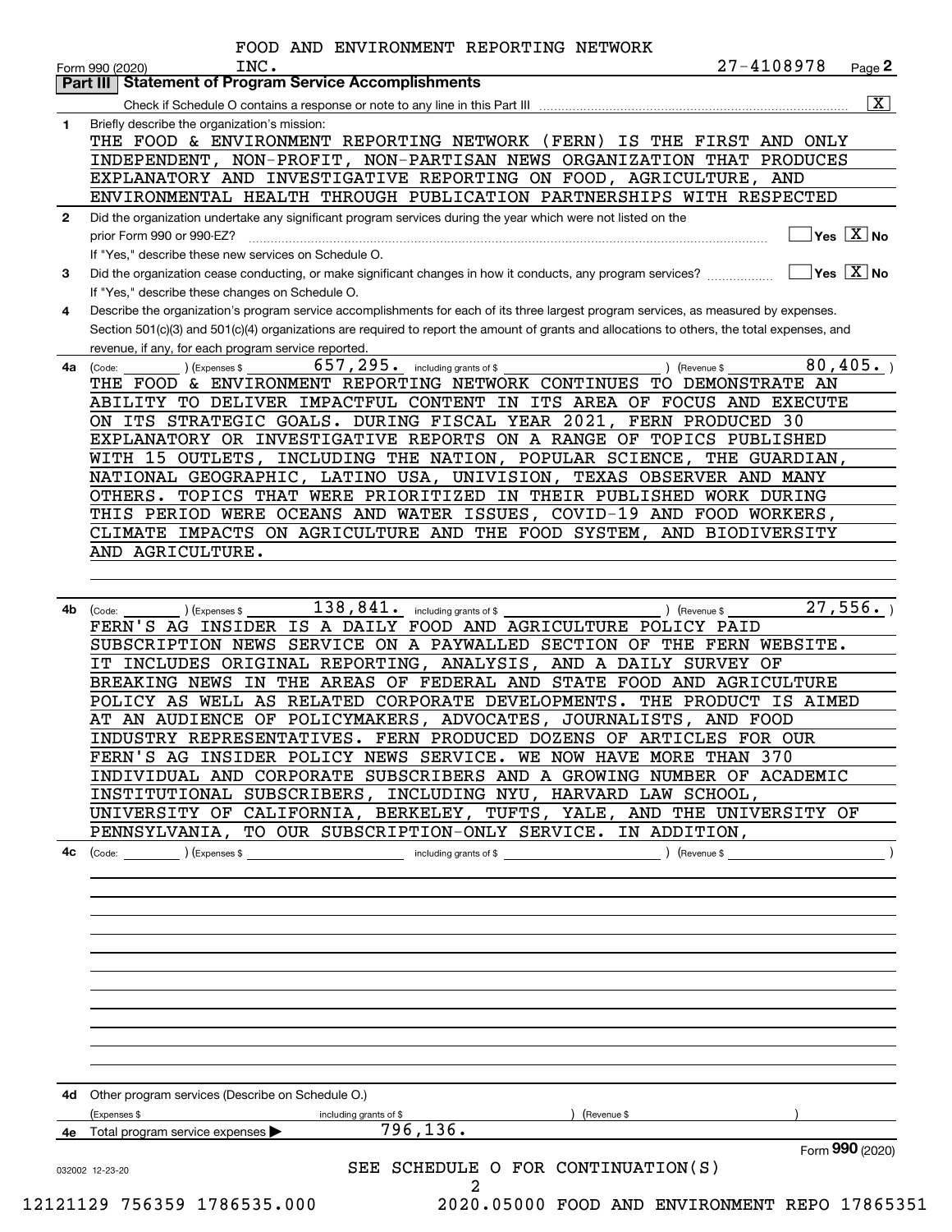FOOD AND ENVIRONMENT REPORTING NETWORK INC.

Form 990 (2020) 27-4108978 Page **2**

## Part III Statement of Program Service Accomplishments

Check if Schedule O contains a response or note to any line in this Part III [X]

**1** Briefly describe the organization's mission:

THE FOOD & ENVIRONMENT REPORTING NETWORK (FERN) IS THE FIRST AND ONLY INDEPENDENT, NON-PROFIT, NON-PARTISAN NEWS ORGANIZATION THAT PRODUCES EXPLANATORY AND INVESTIGATIVE REPORTING ON FOOD, AGRICULTURE, AND ENVIRONMENTAL HEALTH THROUGH PUBLICATION PARTNERSHIPS WITH RESPECTED

**2** Did the organization undertake any significant program services during the year which were not listed on the prior Form 990 or 990-EZ? [ ] Yes [X] No

If "Yes," describe these new services on Schedule O.

**3** Did the organization cease conducting, or make significant changes in how it conducts, any program services? [ ] Yes [X] No

If "Yes," describe these changes on Schedule O.

**4** Describe the organization's program service accomplishments for each of its three largest program services, as measured by expenses. Section 501(c)(3) and 501(c)(4) organizations are required to report the amount of grants and allocations to others, the total expenses, and revenue, if any, for each program service reported.

**4a** (Code: ) (Expenses $ 657,295. including grants of $ ) (Revenue $ 80,405. )

THE FOOD & ENVIRONMENT REPORTING NETWORK CONTINUES TO DEMONSTRATE AN ABILITY TO DELIVER IMPACTFUL CONTENT IN ITS AREA OF FOCUS AND EXECUTE ON ITS STRATEGIC GOALS. DURING FISCAL YEAR 2021, FERN PRODUCED 30 EXPLANATORY OR INVESTIGATIVE REPORTS ON A RANGE OF TOPICS PUBLISHED WITH 15 OUTLETS, INCLUDING THE NATION, POPULAR SCIENCE, THE GUARDIAN, NATIONAL GEOGRAPHIC, LATINO USA, UNIVISION, TEXAS OBSERVER AND MANY OTHERS. TOPICS THAT WERE PRIORITIZED IN THEIR PUBLISHED WORK DURING THIS PERIOD WERE OCEANS AND WATER ISSUES, COVID-19 AND FOOD WORKERS, CLIMATE IMPACTS ON AGRICULTURE AND THE FOOD SYSTEM, AND BIODIVERSITY AND AGRICULTURE.

**4b** (Code: ) (Expenses $ 138,841. including grants of $ ) (Revenue $ 27,556. )

FERN'S AG INSIDER IS A DAILY FOOD AND AGRICULTURE POLICY PAID SUBSCRIPTION NEWS SERVICE ON A PAYWALLED SECTION OF THE FERN WEBSITE. IT INCLUDES ORIGINAL REPORTING, ANALYSIS, AND A DAILY SURVEY OF BREAKING NEWS IN THE AREAS OF FEDERAL AND STATE FOOD AND AGRICULTURE POLICY AS WELL AS RELATED CORPORATE DEVELOPMENTS. THE PRODUCT IS AIMED AT AN AUDIENCE OF POLICYMAKERS, ADVOCATES, JOURNALISTS, AND FOOD INDUSTRY REPRESENTATIVES. FERN PRODUCED DOZENS OF ARTICLES FOR OUR FERN'S AG INSIDER POLICY NEWS SERVICE. WE NOW HAVE MORE THAN 370 INDIVIDUAL AND CORPORATE SUBSCRIBERS AND A GROWING NUMBER OF ACADEMIC INSTITUTIONAL SUBSCRIBERS, INCLUDING NYU, HARVARD LAW SCHOOL, UNIVERSITY OF CALIFORNIA, BERKELEY, TUFTS, YALE, AND THE UNIVERSITY OF PENNSYLVANIA, TO OUR SUBSCRIPTION-ONLY SERVICE. IN ADDITION,

**4c** (Code: ) (Expenses $ including grants of $ ) (Revenue $ )

**4d** Other program services (Describe on Schedule O.)

(Expenses $ including grants of $ ) (Revenue $ )

**4e** Total program service expenses ▶ 796,136.

Form **990** (2020)

032002 12-23-20

SEE SCHEDULE O FOR CONTINUATION(S)

12121129 756359 1786535.000 2020.05000 FOOD AND ENVIRONMENT REPO 17865351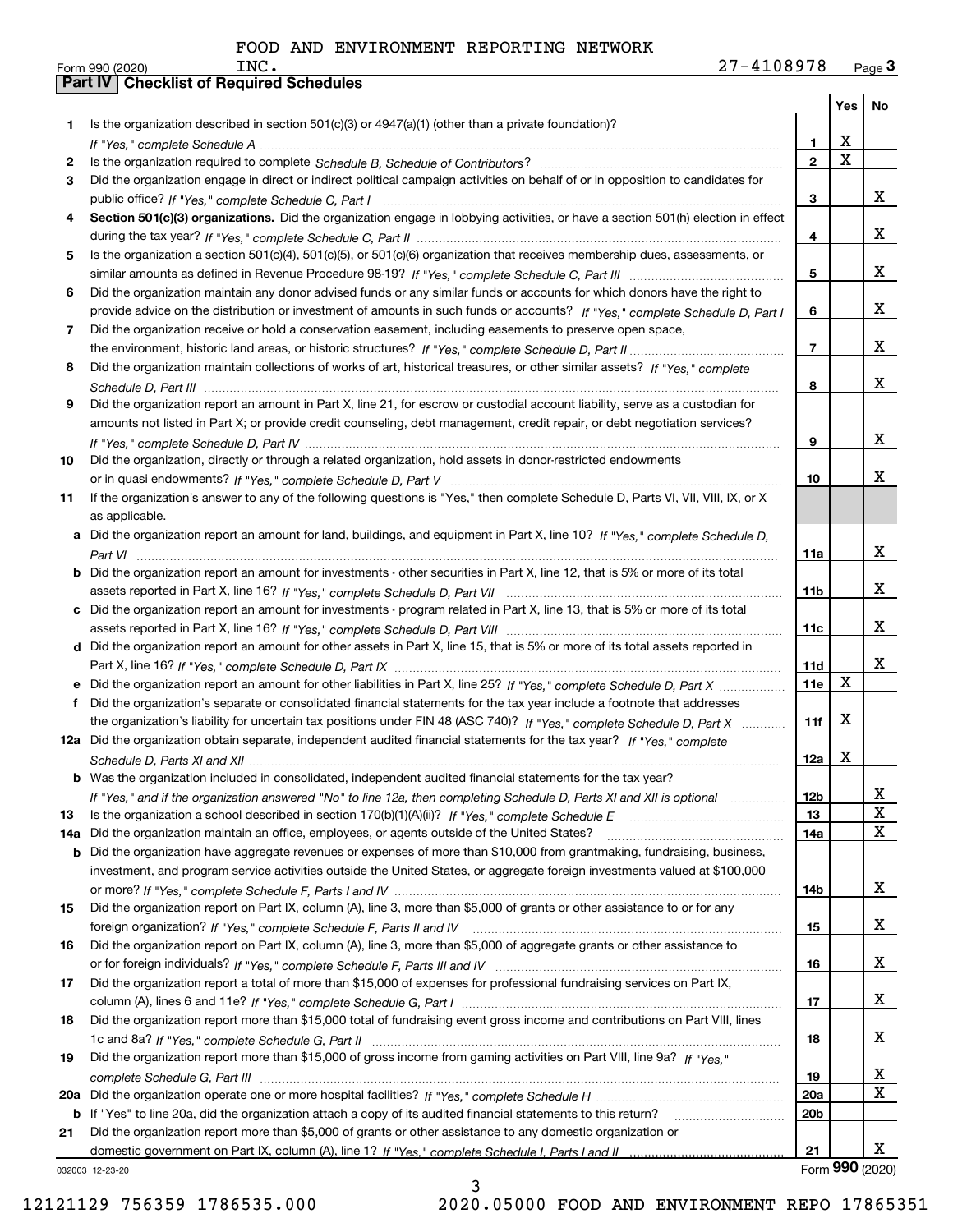FOOD AND ENVIRONMENT REPORTING NETWORK

Form 990 (2020) INC. 27-4108978 Page 3

## Part IV Checklist of Required Schedules

| | | | Yes | No |
|---|---|---|---|---|
| 1 | Is the organization described in section 501(c)(3) or 4947(a)(1) (other than a private foundation)? *If "Yes," complete Schedule A* | 1 | X | |
| 2 | Is the organization required to complete *Schedule B, Schedule of Contributors*? | 2 | X | |
| 3 | Did the organization engage in direct or indirect political campaign activities on behalf of or in opposition to candidates for public office? *If "Yes," complete Schedule C, Part I* | 3 | | X |
| 4 | **Section 501(c)(3) organizations.** Did the organization engage in lobbying activities, or have a section 501(h) election in effect during the tax year? *If "Yes," complete Schedule C, Part II* | 4 | | X |
| 5 | Is the organization a section 501(c)(4), 501(c)(5), or 501(c)(6) organization that receives membership dues, assessments, or similar amounts as defined in Revenue Procedure 98-19? *If "Yes," complete Schedule C, Part III* | 5 | | X |
| 6 | Did the organization maintain any donor advised funds or any similar funds or accounts for which donors have the right to provide advice on the distribution or investment of amounts in such funds or accounts? *If "Yes," complete Schedule D, Part I* | 6 | | X |
| 7 | Did the organization receive or hold a conservation easement, including easements to preserve open space, the environment, historic land areas, or historic structures? *If "Yes," complete Schedule D, Part II* | 7 | | X |
| 8 | Did the organization maintain collections of works of art, historical treasures, or other similar assets? *If "Yes," complete Schedule D, Part III* | 8 | | X |
| 9 | Did the organization report an amount in Part X, line 21, for escrow or custodial account liability, serve as a custodian for amounts not listed in Part X; or provide credit counseling, debt management, credit repair, or debt negotiation services? *If "Yes," complete Schedule D, Part IV* | 9 | | X |
| 10 | Did the organization, directly or through a related organization, hold assets in donor-restricted endowments or in quasi endowments? *If "Yes," complete Schedule D, Part V* | 10 | | X |
| 11 | If the organization's answer to any of the following questions is "Yes," then complete Schedule D, Parts VI, VII, VIII, IX, or X as applicable. | | | |
| a | Did the organization report an amount for land, buildings, and equipment in Part X, line 10? *If "Yes," complete Schedule D, Part VI* | 11a | | X |
| b | Did the organization report an amount for investments - other securities in Part X, line 12, that is 5% or more of its total assets reported in Part X, line 16? *If "Yes," complete Schedule D, Part VII* | 11b | | X |
| c | Did the organization report an amount for investments - program related in Part X, line 13, that is 5% or more of its total assets reported in Part X, line 16? *If "Yes," complete Schedule D, Part VIII* | 11c | | X |
| d | Did the organization report an amount for other assets in Part X, line 15, that is 5% or more of its total assets reported in Part X, line 16? *If "Yes," complete Schedule D, Part IX* | 11d | | X |
| e | Did the organization report an amount for other liabilities in Part X, line 25? *If "Yes," complete Schedule D, Part X* | 11e | X | |
| f | Did the organization's separate or consolidated financial statements for the tax year include a footnote that addresses the organization's liability for uncertain tax positions under FIN 48 (ASC 740)? *If "Yes," complete Schedule D, Part X* | 11f | X | |
| 12a | Did the organization obtain separate, independent audited financial statements for the tax year? *If "Yes," complete Schedule D, Parts XI and XII* | 12a | X | |
| b | Was the organization included in consolidated, independent audited financial statements for the tax year? *If "Yes," and if the organization answered "No" to line 12a, then completing Schedule D, Parts XI and XII is optional* | 12b | | X |
| 13 | Is the organization a school described in section 170(b)(1)(A)(ii)? *If "Yes," complete Schedule E* | 13 | | X |
| 14a | Did the organization maintain an office, employees, or agents outside of the United States? | 14a | | X |
| b | Did the organization have aggregate revenues or expenses of more than $10,000 from grantmaking, fundraising, business, investment, and program service activities outside the United States, or aggregate foreign investments valued at $100,000 or more? *If "Yes," complete Schedule F, Parts I and IV* | 14b | | X |
| 15 | Did the organization report on Part IX, column (A), line 3, more than $5,000 of grants or other assistance to or for any foreign organization? *If "Yes," complete Schedule F, Parts II and IV* | 15 | | X |
| 16 | Did the organization report on Part IX, column (A), line 3, more than $5,000 of aggregate grants or other assistance to or for foreign individuals? *If "Yes," complete Schedule F, Parts III and IV* | 16 | | X |
| 17 | Did the organization report a total of more than $15,000 of expenses for professional fundraising services on Part IX, column (A), lines 6 and 11e? *If "Yes," complete Schedule G, Part I* | 17 | | X |
| 18 | Did the organization report more than $15,000 total of fundraising event gross income and contributions on Part VIII, lines 1c and 8a? *If "Yes," complete Schedule G, Part II* | 18 | | X |
| 19 | Did the organization report more than $15,000 of gross income from gaming activities on Part VIII, line 9a? *If "Yes," complete Schedule G, Part III* | 19 | | X |
| 20a | Did the organization operate one or more hospital facilities? *If "Yes," complete Schedule H* | 20a | | X |
| b | If "Yes" to line 20a, did the organization attach a copy of its audited financial statements to this return? | 20b | | |
| 21 | Did the organization report more than $5,000 of grants or other assistance to any domestic organization or domestic government on Part IX, column (A), line 1? *If "Yes," complete Schedule I, Parts I and II* | 21 | | X |

032003 12-23-20 Form 990 (2020)

12121129 756359 1786535.000 2020.05000 FOOD AND ENVIRONMENT REPO 17865351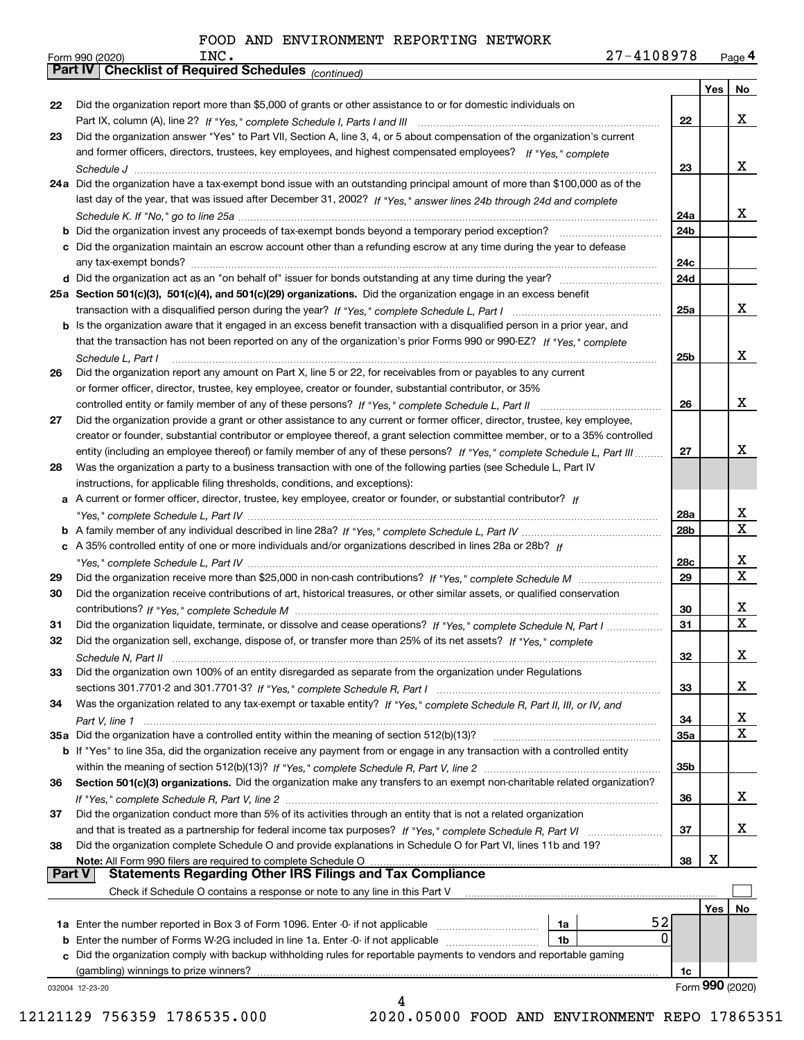FOOD AND ENVIRONMENT REPORTING NETWORK INC. 27-4108978

Form 990 (2020) Page 4

**Part IV Checklist of Required Schedules** *(continued)*

| | | | Yes | No |
|---|---|---|---|---|
| 22 | Did the organization report more than $5,000 of grants or other assistance to or for domestic individuals on Part IX, column (A), line 2? *If "Yes," complete Schedule I, Parts I and III* | 22 | | X |
| 23 | Did the organization answer "Yes" to Part VII, Section A, line 3, 4, or 5 about compensation of the organization's current and former officers, directors, trustees, key employees, and highest compensated employees? *If "Yes," complete Schedule J* | 23 | | X |
| 24a | Did the organization have a tax-exempt bond issue with an outstanding principal amount of more than $100,000 as of the last day of the year, that was issued after December 31, 2002? *If "Yes," answer lines 24b through 24d and complete Schedule K. If "No," go to line 25a* | 24a | | X |
| b | Did the organization invest any proceeds of tax-exempt bonds beyond a temporary period exception? | 24b | | |
| c | Did the organization maintain an escrow account other than a refunding escrow at any time during the year to defease any tax-exempt bonds? | 24c | | |
| d | Did the organization act as an "on behalf of" issuer for bonds outstanding at any time during the year? | 24d | | |
| 25a | **Section 501(c)(3), 501(c)(4), and 501(c)(29) organizations.** Did the organization engage in an excess benefit transaction with a disqualified person during the year? *If "Yes," complete Schedule L, Part I* | 25a | | X |
| b | Is the organization aware that it engaged in an excess benefit transaction with a disqualified person in a prior year, and that the transaction has not been reported on any of the organization's prior Forms 990 or 990-EZ? *If "Yes," complete Schedule L, Part I* | 25b | | X |
| 26 | Did the organization report any amount on Part X, line 5 or 22, for receivables from or payables to any current or former officer, director, trustee, key employee, creator or founder, substantial contributor, or 35% controlled entity or family member of any of these persons? *If "Yes," complete Schedule L, Part II* | 26 | | X |
| 27 | Did the organization provide a grant or other assistance to any current or former officer, director, trustee, key employee, creator or founder, substantial contributor or employee thereof, a grant selection committee member, or to a 35% controlled entity (including an employee thereof) or family member of any of these persons? *If "Yes," complete Schedule L, Part III* | 27 | | X |
| 28 | Was the organization a party to a business transaction with one of the following parties (see Schedule L, Part IV instructions, for applicable filing thresholds, conditions, and exceptions): | | | |
| a | A current or former officer, director, trustee, key employee, creator or founder, or substantial contributor? *If "Yes," complete Schedule L, Part IV* | 28a | | X |
| b | A family member of any individual described in line 28a? *If "Yes," complete Schedule L, Part IV* | 28b | | X |
| c | A 35% controlled entity of one or more individuals and/or organizations described in lines 28a or 28b? *If "Yes," complete Schedule L, Part IV* | 28c | | X |
| 29 | Did the organization receive more than $25,000 in non-cash contributions? *If "Yes," complete Schedule M* | 29 | | X |
| 30 | Did the organization receive contributions of art, historical treasures, or other similar assets, or qualified conservation contributions? *If "Yes," complete Schedule M* | 30 | | X |
| 31 | Did the organization liquidate, terminate, or dissolve and cease operations? *If "Yes," complete Schedule N, Part I* | 31 | | X |
| 32 | Did the organization sell, exchange, dispose of, or transfer more than 25% of its net assets? *If "Yes," complete Schedule N, Part II* | 32 | | X |
| 33 | Did the organization own 100% of an entity disregarded as separate from the organization under Regulations sections 301.7701-2 and 301.7701-3? *If "Yes," complete Schedule R, Part I* | 33 | | X |
| 34 | Was the organization related to any tax-exempt or taxable entity? *If "Yes," complete Schedule R, Part II, III, or IV, and Part V, line 1* | 34 | | X |
| 35a | Did the organization have a controlled entity within the meaning of section 512(b)(13)? | 35a | | X |
| b | If "Yes" to line 35a, did the organization receive any payment from or engage in any transaction with a controlled entity within the meaning of section 512(b)(13)? *If "Yes," complete Schedule R, Part V, line 2* | 35b | | |
| 36 | **Section 501(c)(3) organizations.** Did the organization make any transfers to an exempt non-charitable related organization? *If "Yes," complete Schedule R, Part V, line 2* | 36 | | X |
| 37 | Did the organization conduct more than 5% of its activities through an entity that is not a related organization and that is treated as a partnership for federal income tax purposes? *If "Yes," complete Schedule R, Part VI* | 37 | | X |
| 38 | Did the organization complete Schedule O and provide explanations in Schedule O for Part VI, lines 11b and 19? **Note:** All Form 990 filers are required to complete Schedule O | 38 | X | |

**Part V Statements Regarding Other IRS Filings and Tax Compliance**

Check if Schedule O contains a response or note to any line in this Part V

| | | | | | Yes | No |
|---|---|---|---|---|---|---|
| 1a | Enter the number reported in Box 3 of Form 1096. Enter -0- if not applicable | 1a | 52 | | | |
| b | Enter the number of Forms W-2G included in line 1a. Enter -0- if not applicable | 1b | 0 | | | |
| c | Did the organization comply with backup withholding rules for reportable payments to vendors and reportable gaming (gambling) winnings to prize winners? | | | 1c | | |

032004 12-23-20 Form **990** (2020)

12121129 756359 1786535.000 2020.05000 FOOD AND ENVIRONMENT REPO 17865351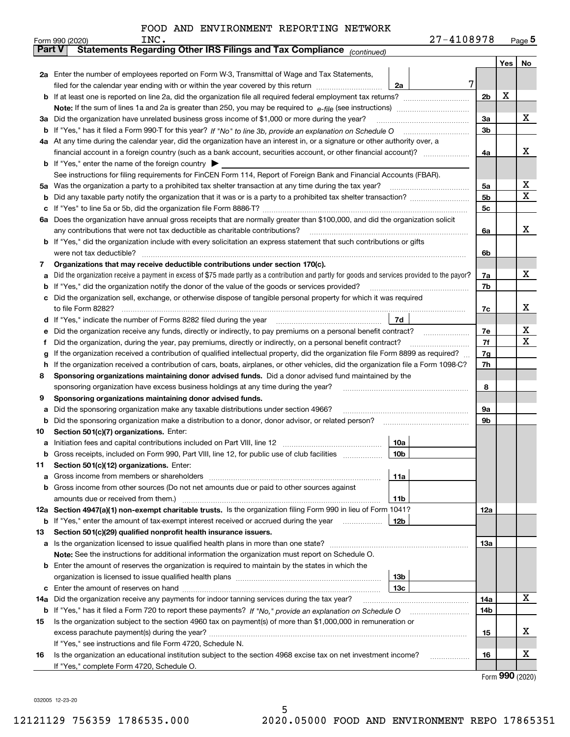FOOD AND ENVIRONMENT REPORTING NETWORK INC. 27-4108978

Form 990 (2020)

## Part V Statements Regarding Other IRS Filings and Tax Compliance *(continued)*

| | | | | Yes | No |
|---|---|---|---|---|---|
| **2a** | Enter the number of employees reported on Form W-3, Transmittal of Wage and Tax Statements, filed for the calendar year ending with or within the year covered by this return | 2a | 7 | | |
| **b** | If at least one is reported on line 2a, did the organization file all required federal employment tax returns? | | 2b | X | |
| | **Note:** If the sum of lines 1a and 2a is greater than 250, you may be required to *e-file* (see instructions) | | | | |
| **3a** | Did the organization have unrelated business gross income of $1,000 or more during the year? | | 3a | | X |
| **b** | If "Yes," has it filed a Form 990-T for this year? *If "No" to line 3b, provide an explanation on Schedule O* | | 3b | | |
| **4a** | At any time during the calendar year, did the organization have an interest in, or a signature or other authority over, a financial account in a foreign country (such as a bank account, securities account, or other financial account)? | | 4a | | X |
| **b** | If "Yes," enter the name of the foreign country ▶ | | | | |
| | See instructions for filing requirements for FinCEN Form 114, Report of Foreign Bank and Financial Accounts (FBAR). | | | | |
| **5a** | Was the organization a party to a prohibited tax shelter transaction at any time during the tax year? | | 5a | | X |
| **b** | Did any taxable party notify the organization that it was or is a party to a prohibited tax shelter transaction? | | 5b | | X |
| **c** | If "Yes" to line 5a or 5b, did the organization file Form 8886-T? | | 5c | | |
| **6a** | Does the organization have annual gross receipts that are normally greater than $100,000, and did the organization solicit any contributions that were not tax deductible as charitable contributions? | | 6a | | X |
| **b** | If "Yes," did the organization include with every solicitation an express statement that such contributions or gifts were not tax deductible? | | 6b | | |
| **7** | **Organizations that may receive deductible contributions under section 170(c).** | | | | |
| **a** | Did the organization receive a payment in excess of $75 made partly as a contribution and partly for goods and services provided to the payor? | | 7a | | X |
| **b** | If "Yes," did the organization notify the donor of the value of the goods or services provided? | | 7b | | |
| **c** | Did the organization sell, exchange, or otherwise dispose of tangible personal property for which it was required to file Form 8282? | | 7c | | X |
| **d** | If "Yes," indicate the number of Forms 8282 filed during the year | 7d | | | |
| **e** | Did the organization receive any funds, directly or indirectly, to pay premiums on a personal benefit contract? | | 7e | | X |
| **f** | Did the organization, during the year, pay premiums, directly or indirectly, on a personal benefit contract? | | 7f | | X |
| **g** | If the organization received a contribution of qualified intellectual property, did the organization file Form 8899 as required? | | 7g | | |
| **h** | If the organization received a contribution of cars, boats, airplanes, or other vehicles, did the organization file a Form 1098-C? | | 7h | | |
| **8** | **Sponsoring organizations maintaining donor advised funds.** Did a donor advised fund maintained by the sponsoring organization have excess business holdings at any time during the year? | | 8 | | |
| **9** | **Sponsoring organizations maintaining donor advised funds.** | | | | |
| **a** | Did the sponsoring organization make any taxable distributions under section 4966? | | 9a | | |
| **b** | Did the sponsoring organization make a distribution to a donor, donor advisor, or related person? | | 9b | | |
| **10** | **Section 501(c)(7) organizations.** Enter: | | | | |
| **a** | Initiation fees and capital contributions included on Part VIII, line 12 | 10a | | | |
| **b** | Gross receipts, included on Form 990, Part VIII, line 12, for public use of club facilities | 10b | | | |
| **11** | **Section 501(c)(12) organizations.** Enter: | | | | |
| **a** | Gross income from members or shareholders | 11a | | | |
| **b** | Gross income from other sources (Do not net amounts due or paid to other sources against amounts due or received from them.) | 11b | | | |
| **12a** | **Section 4947(a)(1) non-exempt charitable trusts.** Is the organization filing Form 990 in lieu of Form 1041? | | 12a | | |
| **b** | If "Yes," enter the amount of tax-exempt interest received or accrued during the year | 12b | | | |
| **13** | **Section 501(c)(29) qualified nonprofit health insurance issuers.** | | | | |
| **a** | Is the organization licensed to issue qualified health plans in more than one state? | | 13a | | |
| | **Note:** See the instructions for additional information the organization must report on Schedule O. | | | | |
| **b** | Enter the amount of reserves the organization is required to maintain by the states in which the organization is licensed to issue qualified health plans | 13b | | | |
| **c** | Enter the amount of reserves on hand | 13c | | | |
| **14a** | Did the organization receive any payments for indoor tanning services during the tax year? | | 14a | | X |
| **b** | If "Yes," has it filed a Form 720 to report these payments? *If "No," provide an explanation on Schedule O* | | 14b | | |
| **15** | Is the organization subject to the section 4960 tax on payment(s) of more than $1,000,000 in remuneration or excess parachute payment(s) during the year? | | 15 | | X |
| | If "Yes," see instructions and file Form 4720, Schedule N. | | | | |
| **16** | Is the organization an educational institution subject to the section 4968 excise tax on net investment income? | | 16 | | X |
| | If "Yes," complete Form 4720, Schedule O. | | | | |

Form **990** (2020)

032005 12-23-20

12121129 756359 1786535.000 2020.05000 FOOD AND ENVIRONMENT REPO 17865351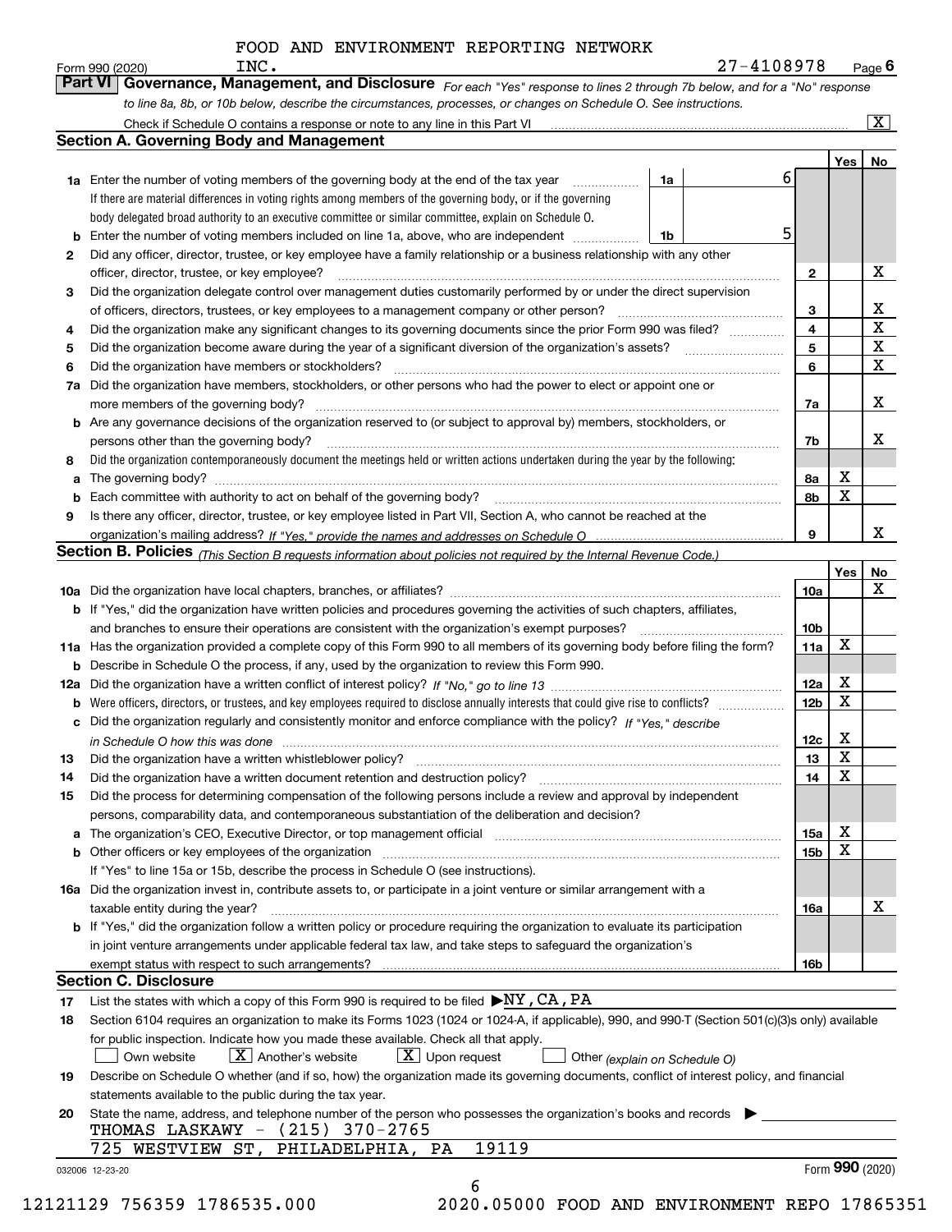FOOD AND ENVIRONMENT REPORTING NETWORK INC. 27-4108978

Form 990 (2020) Page 6

## Part VI Governance, Management, and Disclosure

*For each "Yes" response to lines 2 through 7b below, and for a "No" response to line 8a, 8b, or 10b below, describe the circumstances, processes, or changes on Schedule O. See instructions.*

Check if Schedule O contains a response or note to any line in this Part VI [X]

### Section A. Governing Body and Management

| | | | | Yes | No |
|---|---|---|---|---|---|
| 1a | Enter the number of voting members of the governing body at the end of the tax year. If there are material differences in voting rights among members of the governing body, or if the governing body delegated broad authority to an executive committee or similar committee, explain on Schedule O. | 1a | 6 | | |
| b | Enter the number of voting members included on line 1a, above, who are independent | 1b | 5 | | |
| 2 | Did any officer, director, trustee, or key employee have a family relationship or a business relationship with any other officer, director, trustee, or key employee? | 2 | | | X |
| 3 | Did the organization delegate control over management duties customarily performed by or under the direct supervision of officers, directors, trustees, or key employees to a management company or other person? | 3 | | | X |
| 4 | Did the organization make any significant changes to its governing documents since the prior Form 990 was filed? | 4 | | | X |
| 5 | Did the organization become aware during the year of a significant diversion of the organization's assets? | 5 | | | X |
| 6 | Did the organization have members or stockholders? | 6 | | | X |
| 7a | Did the organization have members, stockholders, or other persons who had the power to elect or appoint one or more members of the governing body? | 7a | | | X |
| b | Are any governance decisions of the organization reserved to (or subject to approval by) members, stockholders, or persons other than the governing body? | 7b | | | X |
| 8 | Did the organization contemporaneously document the meetings held or written actions undertaken during the year by the following: | | | | |
| a | The governing body? | 8a | | X | |
| b | Each committee with authority to act on behalf of the governing body? | 8b | | X | |
| 9 | Is there any officer, director, trustee, or key employee listed in Part VII, Section A, who cannot be reached at the organization's mailing address? *If "Yes," provide the names and addresses on Schedule O* | 9 | | | X |

### Section B. Policies *(This Section B requests information about policies not required by the Internal Revenue Code.)*

| | | | Yes | No |
|---|---|---|---|---|
| 10a | Did the organization have local chapters, branches, or affiliates? | 10a | | X |
| b | If "Yes," did the organization have written policies and procedures governing the activities of such chapters, affiliates, and branches to ensure their operations are consistent with the organization's exempt purposes? | 10b | | |
| 11a | Has the organization provided a complete copy of this Form 990 to all members of its governing body before filing the form? | 11a | X | |
| b | Describe in Schedule O the process, if any, used by the organization to review this Form 990. | | | |
| 12a | Did the organization have a written conflict of interest policy? *If "No," go to line 13* | 12a | X | |
| b | Were officers, directors, or trustees, and key employees required to disclose annually interests that could give rise to conflicts? | 12b | X | |
| c | Did the organization regularly and consistently monitor and enforce compliance with the policy? *If "Yes," describe in Schedule O how this was done* | 12c | X | |
| 13 | Did the organization have a written whistleblower policy? | 13 | X | |
| 14 | Did the organization have a written document retention and destruction policy? | 14 | X | |
| 15 | Did the process for determining compensation of the following persons include a review and approval by independent persons, comparability data, and contemporaneous substantiation of the deliberation and decision? | | | |
| a | The organization's CEO, Executive Director, or top management official | 15a | X | |
| b | Other officers or key employees of the organization | 15b | X | |
| | If "Yes" to line 15a or 15b, describe the process in Schedule O (see instructions). | | | |
| 16a | Did the organization invest in, contribute assets to, or participate in a joint venture or similar arrangement with a taxable entity during the year? | 16a | | X |
| b | If "Yes," did the organization follow a written policy or procedure requiring the organization to evaluate its participation in joint venture arrangements under applicable federal tax law, and take steps to safeguard the organization's exempt status with respect to such arrangements? | 16b | | |

### Section C. Disclosure

17 List the states with which a copy of this Form 990 is required to be filed ▶ NY, CA, PA

18 Section 6104 requires an organization to make its Forms 1023 (1024 or 1024-A, if applicable), 990, and 990-T (Section 501(c)(3)s only) available for public inspection. Indicate how you made these available. Check all that apply.

[ ] Own website [X] Another's website [X] Upon request [ ] Other *(explain on Schedule O)*

19 Describe on Schedule O whether (and if so, how) the organization made its governing documents, conflict of interest policy, and financial statements available to the public during the tax year.

20 State the name, address, and telephone number of the person who possesses the organization's books and records ▶

THOMAS LASKAWY - (215) 370-2765
725 WESTVIEW ST, PHILADELPHIA, PA 19119

032006 12-23-20 Form 990 (2020)

12121129 756359 1786535.000 2020.05000 FOOD AND ENVIRONMENT REPO 17865351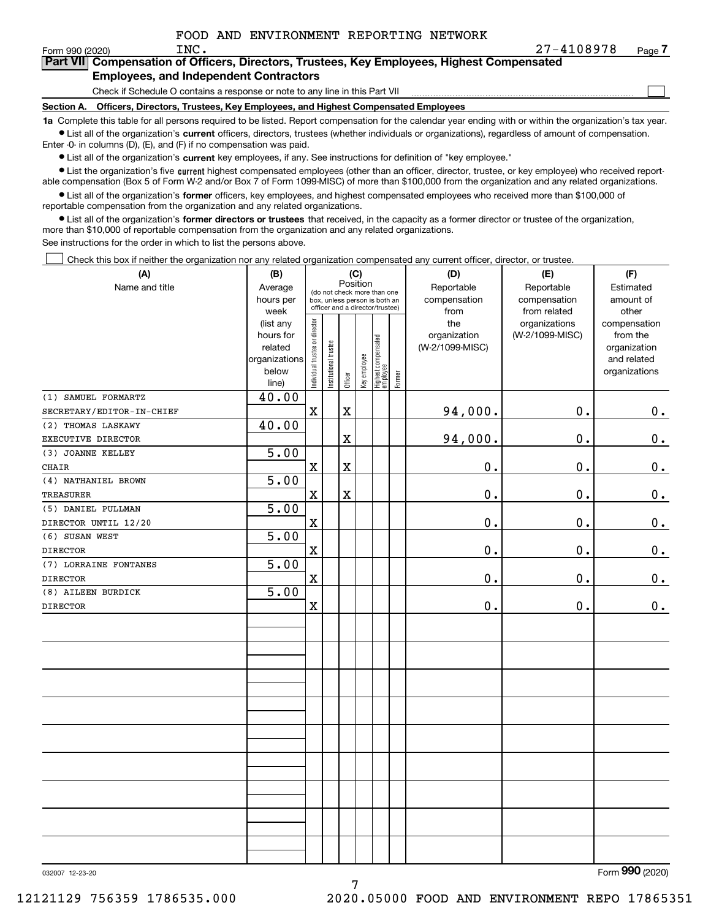FOOD AND ENVIRONMENT REPORTING NETWORK INC.

Form 990 (2020) 27-4108978 Page 7

**Part VII Compensation of Officers, Directors, Trustees, Key Employees, Highest Compensated Employees, and Independent Contractors**

Check if Schedule O contains a response or note to any line in this Part VII ☐

**Section A. Officers, Directors, Trustees, Key Employees, and Highest Compensated Employees**

**1a** Complete this table for all persons required to be listed. Report compensation for the calendar year ending with or within the organization's tax year.

- List all of the organization's **current** officers, directors, trustees (whether individuals or organizations), regardless of amount of compensation. Enter -0- in columns (D), (E), and (F) if no compensation was paid.
- List all of the organization's **current** key employees, if any. See instructions for definition of "key employee."
- List the organization's five **current** highest compensated employees (other than an officer, director, trustee, or key employee) who received reportable compensation (Box 5 of Form W-2 and/or Box 7 of Form 1099-MISC) of more than $100,000 from the organization and any related organizations.
- List all of the organization's **former** officers, key employees, and highest compensated employees who received more than $100,000 of reportable compensation from the organization and any related organizations.
- List all of the organization's **former directors or trustees** that received, in the capacity as a former director or trustee of the organization, more than $10,000 of reportable compensation from the organization and any related organizations.

See instructions for the order in which to list the persons above.

☐ Check this box if neither the organization nor any related organization compensated any current officer, director, or trustee.

| (A) Name and title | (B) Average hours per week (list any hours for related organizations below line) | (C) Position: Individual trustee or director | Institutional trustee | Officer | Key employee | Highest compensated employee | Former | (D) Reportable compensation from the organization (W-2/1099-MISC) | (E) Reportable compensation from related organizations (W-2/1099-MISC) | (F) Estimated amount of other compensation from the organization and related organizations |
|---|---|---|---|---|---|---|---|---|---|---|
| (1) SAMUEL FORMARTZ SECRETARY/EDITOR-IN-CHIEF | 40.00 | X | | X | | | | 94,000. | 0. | 0. |
| (2) THOMAS LASKAWY EXECUTIVE DIRECTOR | 40.00 | | | X | | | | 94,000. | 0. | 0. |
| (3) JOANNE KELLEY CHAIR | 5.00 | X | | X | | | | 0. | 0. | 0. |
| (4) NATHANIEL BROWN TREASURER | 5.00 | X | | X | | | | 0. | 0. | 0. |
| (5) DANIEL PULLMAN DIRECTOR UNTIL 12/20 | 5.00 | X | | | | | | 0. | 0. | 0. |
| (6) SUSAN WEST DIRECTOR | 5.00 | X | | | | | | 0. | 0. | 0. |
| (7) LORRAINE FONTANES DIRECTOR | 5.00 | X | | | | | | 0. | 0. | 0. |
| (8) AILEEN BURDICK DIRECTOR | 5.00 | X | | | | | | 0. | 0. | 0. |

Form 990 (2020)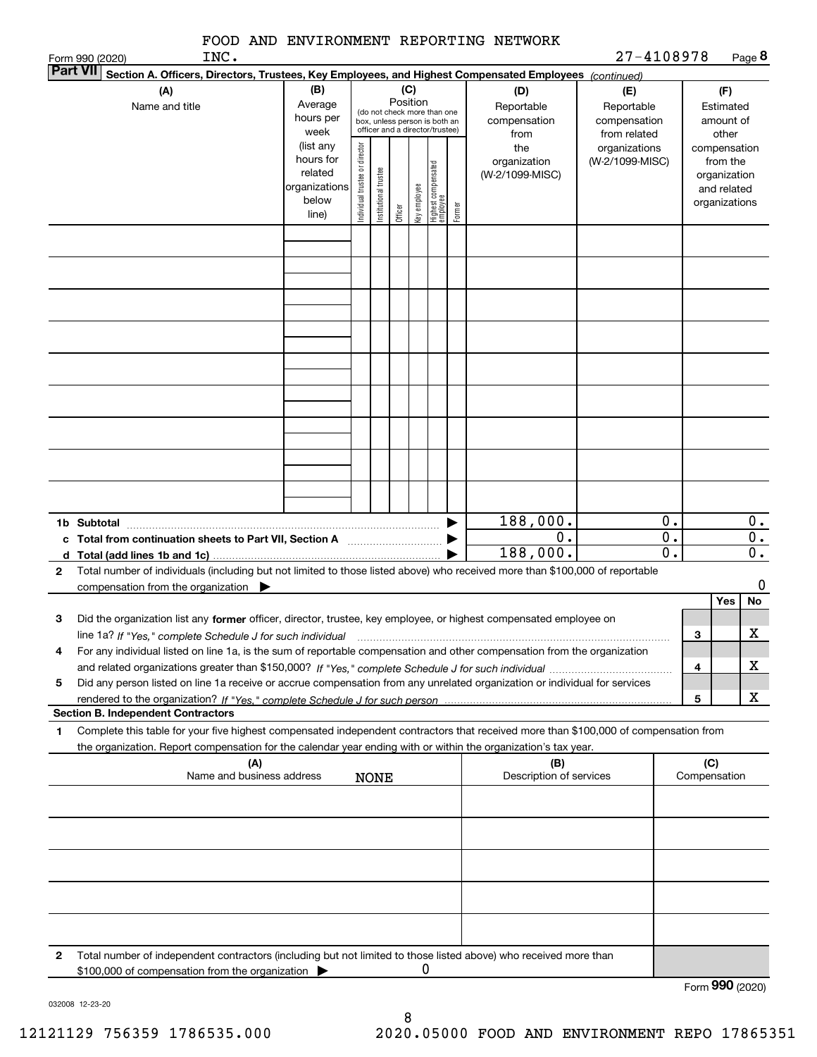FOOD AND ENVIRONMENT REPORTING NETWORK INC. 27-4108978

Form 990 (2020) Page 8

**Part VII Section A. Officers, Directors, Trustees, Key Employees, and Highest Compensated Employees** *(continued)*

| (A) Name and title | (B) Average hours per week (list any hours for related organizations below line) | (C) Position: Individual trustee or director | Institutional trustee | Officer | Key employee | Highest compensated employee | Former | (D) Reportable compensation from the organization (W-2/1099-MISC) | (E) Reportable compensation from related organizations (W-2/1099-MISC) | (F) Estimated amount of other compensation from the organization and related organizations |
|---|---|---|---|---|---|---|---|---|---|---|
| | | | | | | | | | | |
| | | | | | | | | | | |
| | | | | | | | | | | |
| | | | | | | | | | | |
| | | | | | | | | | | |
| | | | | | | | | | | |
| | | | | | | | | | | |
| | | | | | | | | | | |
| | | | | | | | | | | |
| **1b Subtotal** | | | | | | | | 188,000. | 0. | 0. |
| **c Total from continuation sheets to Part VII, Section A** | | | | | | | | 0. | 0. | 0. |
| **d Total (add lines 1b and 1c)** | | | | | | | | 188,000. | 0. | 0. |

**2** Total number of individuals (including but not limited to those listed above) who received more than $100,000 of reportable compensation from the organization ▶ 0

| | | Yes | No |
|---|---|---|---|
| **3** Did the organization list any **former** officer, director, trustee, key employee, or highest compensated employee on line 1a? *If "Yes," complete Schedule J for such individual* | 3 | | X |
| **4** For any individual listed on line 1a, is the sum of reportable compensation and other compensation from the organization and related organizations greater than $150,000? *If "Yes," complete Schedule J for such individual* | 4 | | X |
| **5** Did any person listed on line 1a receive or accrue compensation from any unrelated organization or individual for services rendered to the organization? *If "Yes," complete Schedule J for such person* | 5 | | X |

**Section B. Independent Contractors**

**1** Complete this table for your five highest compensated independent contractors that received more than $100,000 of compensation from the organization. Report compensation for the calendar year ending with or within the organization's tax year.

| (A) Name and business address | (B) Description of services | (C) Compensation |
|---|---|---|
| NONE | | |
| | | |
| | | |
| | | |
| | | |

**2** Total number of independent contractors (including but not limited to those listed above) who received more than $100,000 of compensation from the organization ▶ 0

Form **990** (2020)

032008 12-23-20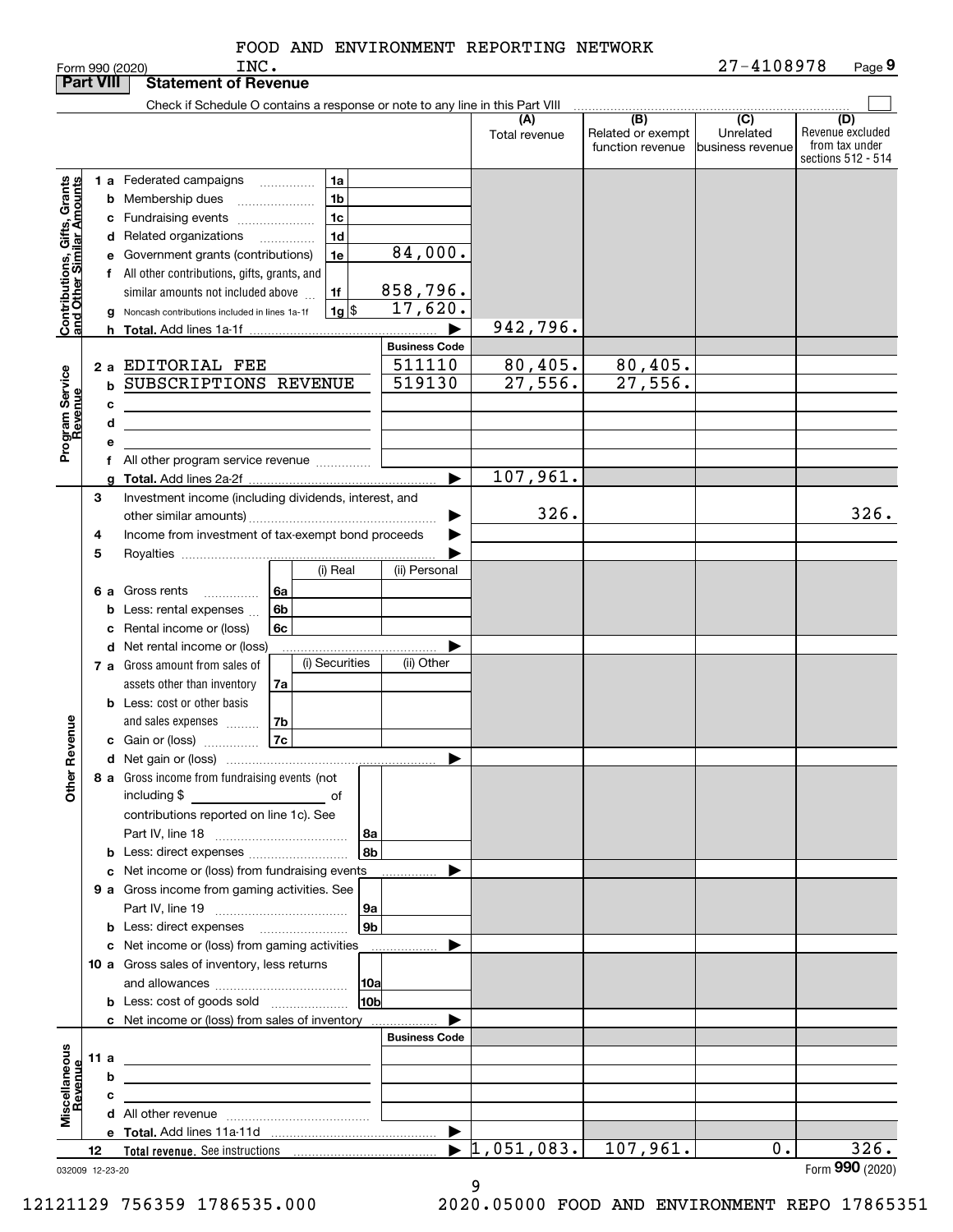FOOD AND ENVIRONMENT REPORTING NETWORK INC. 27-4108978

Form 990 (2020) Page 9

**Part VIII Statement of Revenue**

Check if Schedule O contains a response or note to any line in this Part VIII

| | | | (A) Total revenue | (B) Related or exempt function revenue | (C) Unrelated business revenue | (D) Revenue excluded from tax under sections 512 - 514 |
|---|---|---|---|---|---|---|
| **Contributions, Gifts, Grants and Other Similar Amounts** | | | | | | |
| 1 a | Federated campaigns | 1a | | | | |
| b | Membership dues | 1b | | | | |
| c | Fundraising events | 1c | | | | |
| d | Related organizations | 1d | | | | |
| e | Government grants (contributions) | 1e 84,000. | | | | |
| f | All other contributions, gifts, grants, and similar amounts not included above | 1f 858,796. | | | | |
| g | Noncash contributions included in lines 1a-1f | 1g $ 17,620. | | | | |
| h | Total. Add lines 1a-1f | | 942,796. | | | |
| **Program Service Revenue** | | Business Code | | | | |
| 2 a | EDITORIAL FEE | 511110 | 80,405. | 80,405. | | |
| b | SUBSCRIPTIONS REVENUE | 519130 | 27,556. | 27,556. | | |
| c | | | | | | |
| d | | | | | | |
| e | | | | | | |
| f | All other program service revenue | | | | | |
| g | Total. Add lines 2a-2f | | 107,961. | | | |
| **Other Revenue** | | | | | | |
| 3 | Investment income (including dividends, interest, and other similar amounts) | | 326. | | | 326. |
| 4 | Income from investment of tax-exempt bond proceeds | | | | | |
| 5 | Royalties | | | | | |
| | | (i) Real / (ii) Personal | | | | |
| 6 a | Gross rents | 6a | | | | |
| b | Less: rental expenses | 6b | | | | |
| c | Rental income or (loss) | 6c | | | | |
| d | Net rental income or (loss) | | | | | |
| | | (i) Securities / (ii) Other | | | | |
| 7 a | Gross amount from sales of assets other than inventory | 7a | | | | |
| b | Less: cost or other basis and sales expenses | 7b | | | | |
| c | Gain or (loss) | 7c | | | | |
| d | Net gain or (loss) | | | | | |
| 8 a | Gross income from fundraising events (not including $ ___ of contributions reported on line 1c). See Part IV, line 18 | 8a | | | | |
| b | Less: direct expenses | 8b | | | | |
| c | Net income or (loss) from fundraising events | | | | | |
| 9 a | Gross income from gaming activities. See Part IV, line 19 | 9a | | | | |
| b | Less: direct expenses | 9b | | | | |
| c | Net income or (loss) from gaming activities | | | | | |
| 10 a | Gross sales of inventory, less returns and allowances | 10a | | | | |
| b | Less: cost of goods sold | 10b | | | | |
| c | Net income or (loss) from sales of inventory | | | | | |
| **Miscellaneous Revenue** | | Business Code | | | | |
| 11 a | | | | | | |
| b | | | | | | |
| c | | | | | | |
| d | All other revenue | | | | | |
| e | Total. Add lines 11a-11d | | | | | |
| 12 | Total revenue. See instructions | | 1,051,083. | 107,961. | 0. | 326. |

032009 12-23-20 Form 990 (2020)

12121129 756359 1786535.000 2020.05000 FOOD AND ENVIRONMENT REPO 17865351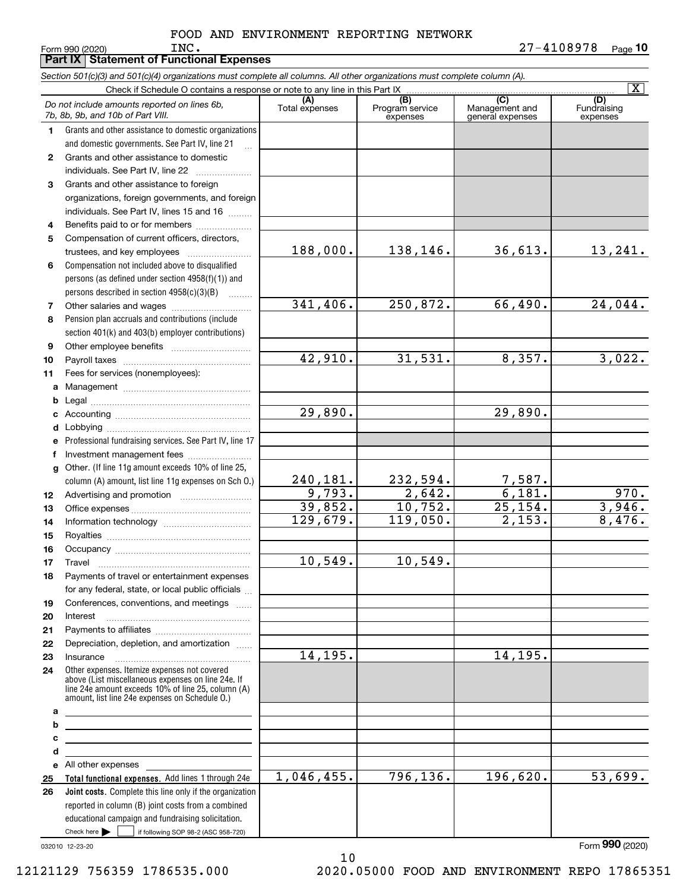FOOD AND ENVIRONMENT REPORTING NETWORK INC.

Form 990 (2020) 27-4108978 Page **10**

## Part IX Statement of Functional Expenses

*Section 501(c)(3) and 501(c)(4) organizations must complete all columns. All other organizations must complete column (A).*

Check if Schedule O contains a response or note to any line in this Part IX [X]

| | *Do not include amounts reported on lines 6b, 7b, 8b, 9b, and 10b of Part VIII.* | (A) Total expenses | (B) Program service expenses | (C) Management and general expenses | (D) Fundraising expenses |
|---|---|---|---|---|---|
| 1 | Grants and other assistance to domestic organizations and domestic governments. See Part IV, line 21 | | | | |
| 2 | Grants and other assistance to domestic individuals. See Part IV, line 22 | | | | |
| 3 | Grants and other assistance to foreign organizations, foreign governments, and foreign individuals. See Part IV, lines 15 and 16 | | | | |
| 4 | Benefits paid to or for members | | | | |
| 5 | Compensation of current officers, directors, trustees, and key employees | 188,000. | 138,146. | 36,613. | 13,241. |
| 6 | Compensation not included above to disqualified persons (as defined under section 4958(f)(1)) and persons described in section 4958(c)(3)(B) | | | | |
| 7 | Other salaries and wages | 341,406. | 250,872. | 66,490. | 24,044. |
| 8 | Pension plan accruals and contributions (include section 401(k) and 403(b) employer contributions) | | | | |
| 9 | Other employee benefits | | | | |
| 10 | Payroll taxes | 42,910. | 31,531. | 8,357. | 3,022. |
| 11 | Fees for services (nonemployees): | | | | |
| a | Management | | | | |
| b | Legal | | | | |
| c | Accounting | 29,890. | | 29,890. | |
| d | Lobbying | | | | |
| e | Professional fundraising services. See Part IV, line 17 | | | | |
| f | Investment management fees | | | | |
| g | Other. (If line 11g amount exceeds 10% of line 25, column (A) amount, list line 11g expenses on Sch O.) | 240,181. | 232,594. | 7,587. | |
| 12 | Advertising and promotion | 9,793. | 2,642. | 6,181. | 970. |
| 13 | Office expenses | 39,852. | 10,752. | 25,154. | 3,946. |
| 14 | Information technology | 129,679. | 119,050. | 2,153. | 8,476. |
| 15 | Royalties | | | | |
| 16 | Occupancy | | | | |
| 17 | Travel | 10,549. | 10,549. | | |
| 18 | Payments of travel or entertainment expenses for any federal, state, or local public officials | | | | |
| 19 | Conferences, conventions, and meetings | | | | |
| 20 | Interest | | | | |
| 21 | Payments to affiliates | | | | |
| 22 | Depreciation, depletion, and amortization | | | | |
| 23 | Insurance | 14,195. | | 14,195. | |
| 24 | Other expenses. Itemize expenses not covered above (List miscellaneous expenses on line 24e. If line 24e amount exceeds 10% of line 25, column (A) amount, list line 24e expenses on Schedule O.) | | | | |
| a | | | | | |
| b | | | | | |
| c | | | | | |
| d | | | | | |
| e | All other expenses | | | | |
| 25 | **Total functional expenses.** Add lines 1 through 24e | 1,046,455. | 796,136. | 196,620. | 53,699. |
| 26 | **Joint costs.** Complete this line only if the organization reported in column (B) joint costs from a combined educational campaign and fundraising solicitation. Check here [ ] if following SOP 98-2 (ASC 958-720) | | | | |

032010 12-23-20

Form **990** (2020)

12121129 756359 1786535.000 2020.05000 FOOD AND ENVIRONMENT REPO 17865351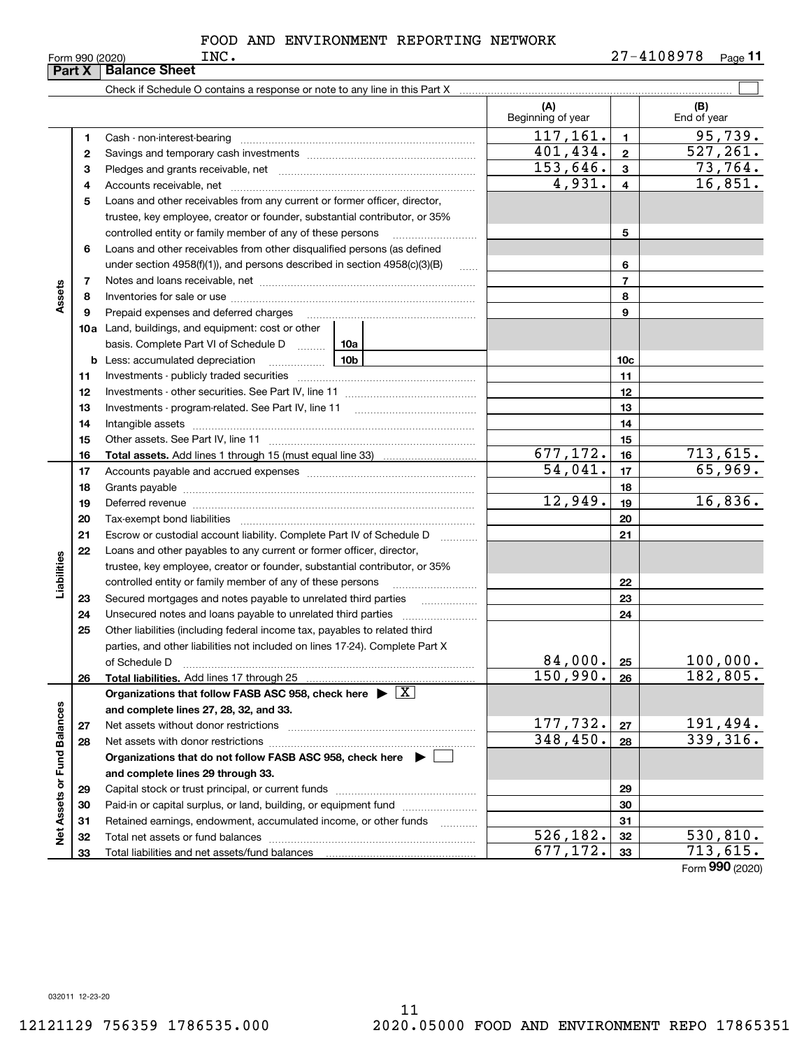FOOD AND ENVIRONMENT REPORTING NETWORK INC.

Form 990 (2020) 27-4108978 Page 11

**Part X Balance Sheet**

Check if Schedule O contains a response or note to any line in this Part X ☐

| Section | Line | Description | (A) Beginning of year | Line | (B) End of year |
|---|---|---|---|---|---|
| Assets | 1 | Cash - non-interest-bearing | 117,161. | 1 | 95,739. |
| | 2 | Savings and temporary cash investments | 401,434. | 2 | 527,261. |
| | 3 | Pledges and grants receivable, net | 153,646. | 3 | 73,764. |
| | 4 | Accounts receivable, net | 4,931. | 4 | 16,851. |
| | 5 | Loans and other receivables from any current or former officer, director, trustee, key employee, creator or founder, substantial contributor, or 35% controlled entity or family member of any of these persons | | 5 | |
| | 6 | Loans and other receivables from other disqualified persons (as defined under section 4958(f)(1)), and persons described in section 4958(c)(3)(B) | | 6 | |
| | 7 | Notes and loans receivable, net | | 7 | |
| | 8 | Inventories for sale or use | | 8 | |
| | 9 | Prepaid expenses and deferred charges | | 9 | |
| | 10a | Land, buildings, and equipment: cost or other basis. Complete Part VI of Schedule D (10a) | | | |
| | b | Less: accumulated depreciation (10b) | | 10c | |
| | 11 | Investments - publicly traded securities | | 11 | |
| | 12 | Investments - other securities. See Part IV, line 11 | | 12 | |
| | 13 | Investments - program-related. See Part IV, line 11 | | 13 | |
| | 14 | Intangible assets | | 14 | |
| | 15 | Other assets. See Part IV, line 11 | | 15 | |
| | 16 | **Total assets.** Add lines 1 through 15 (must equal line 33) | 677,172. | 16 | 713,615. |
| Liabilities | 17 | Accounts payable and accrued expenses | 54,041. | 17 | 65,969. |
| | 18 | Grants payable | | 18 | |
| | 19 | Deferred revenue | 12,949. | 19 | 16,836. |
| | 20 | Tax-exempt bond liabilities | | 20 | |
| | 21 | Escrow or custodial account liability. Complete Part IV of Schedule D | | 21 | |
| | 22 | Loans and other payables to any current or former officer, director, trustee, key employee, creator or founder, substantial contributor, or 35% controlled entity or family member of any of these persons | | 22 | |
| | 23 | Secured mortgages and notes payable to unrelated third parties | | 23 | |
| | 24 | Unsecured notes and loans payable to unrelated third parties | | 24 | |
| | 25 | Other liabilities (including federal income tax, payables to related third parties, and other liabilities not included on lines 17-24). Complete Part X of Schedule D | 84,000. | 25 | 100,000. |
| | 26 | **Total liabilities.** Add lines 17 through 25 | 150,990. | 26 | 182,805. |
| Net Assets or Fund Balances | | **Organizations that follow FASB ASC 958, check here** ☒ **and complete lines 27, 28, 32, and 33.** | | | |
| | 27 | Net assets without donor restrictions | 177,732. | 27 | 191,494. |
| | 28 | Net assets with donor restrictions | 348,450. | 28 | 339,316. |
| | | **Organizations that do not follow FASB ASC 958, check here** ☐ **and complete lines 29 through 33.** | | | |
| | 29 | Capital stock or trust principal, or current funds | | 29 | |
| | 30 | Paid-in or capital surplus, or land, building, or equipment fund | | 30 | |
| | 31 | Retained earnings, endowment, accumulated income, or other funds | | 31 | |
| | 32 | Total net assets or fund balances | 526,182. | 32 | 530,810. |
| | 33 | Total liabilities and net assets/fund balances | 677,172. | 33 | 713,615. |

Form **990** (2020)

032011 12-23-20

12121129 756359 1786535.000 2020.05000 FOOD AND ENVIRONMENT REPO 17865351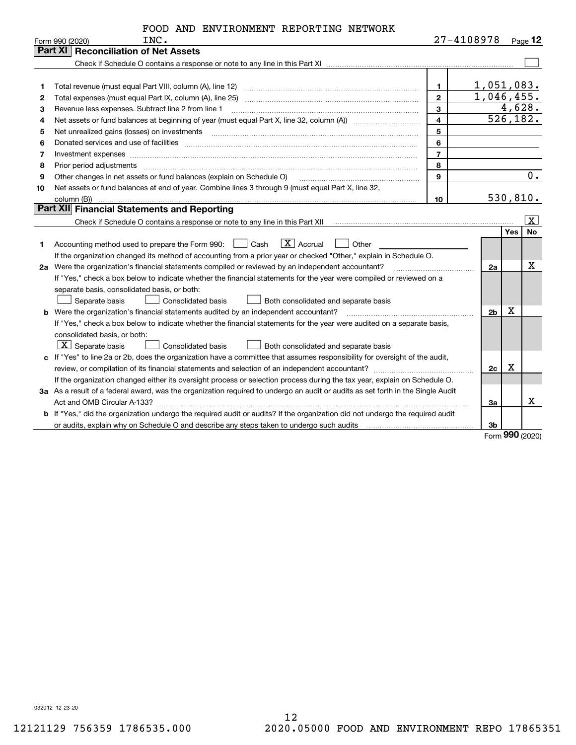FOOD AND ENVIRONMENT REPORTING NETWORK INC.

Form 990 (2020) 27-4108978 Page 12

## Part XI Reconciliation of Net Assets

Check if Schedule O contains a response or note to any line in this Part XI [ ]

| | | | |
|---|---|---|---|
| 1 | Total revenue (must equal Part VIII, column (A), line 12) | 1 | 1,051,083. |
| 2 | Total expenses (must equal Part IX, column (A), line 25) | 2 | 1,046,455. |
| 3 | Revenue less expenses. Subtract line 2 from line 1 | 3 | 4,628. |
| 4 | Net assets or fund balances at beginning of year (must equal Part X, line 32, column (A)) | 4 | 526,182. |
| 5 | Net unrealized gains (losses) on investments | 5 | |
| 6 | Donated services and use of facilities | 6 | |
| 7 | Investment expenses | 7 | |
| 8 | Prior period adjustments | 8 | |
| 9 | Other changes in net assets or fund balances (explain on Schedule O) | 9 | 0. |
| 10 | Net assets or fund balances at end of year. Combine lines 3 through 9 (must equal Part X, line 32, column (B)) | 10 | 530,810. |

## Part XII Financial Statements and Reporting

Check if Schedule O contains a response or note to any line in this Part XII [X]

| | | | Yes | No |
|---|---|---|---|---|
| 1 | Accounting method used to prepare the Form 990: [ ] Cash [X] Accrual [ ] Other<br>If the organization changed its method of accounting from a prior year or checked "Other," explain in Schedule O. | | | |
| 2a | Were the organization's financial statements compiled or reviewed by an independent accountant? | 2a | | X |
| | If "Yes," check a box below to indicate whether the financial statements for the year were compiled or reviewed on a separate basis, consolidated basis, or both:<br>[ ] Separate basis [ ] Consolidated basis [ ] Both consolidated and separate basis | | | |
| b | Were the organization's financial statements audited by an independent accountant? | 2b | X | |
| | If "Yes," check a box below to indicate whether the financial statements for the year were audited on a separate basis, consolidated basis, or both:<br>[X] Separate basis [ ] Consolidated basis [ ] Both consolidated and separate basis | | | |
| c | If "Yes" to line 2a or 2b, does the organization have a committee that assumes responsibility for oversight of the audit, review, or compilation of its financial statements and selection of an independent accountant? | 2c | X | |
| | If the organization changed either its oversight process or selection process during the tax year, explain on Schedule O. | | | |
| 3a | As a result of a federal award, was the organization required to undergo an audit or audits as set forth in the Single Audit Act and OMB Circular A-133? | 3a | | X |
| b | If "Yes," did the organization undergo the required audit or audits? If the organization did not undergo the required audit or audits, explain why on Schedule O and describe any steps taken to undergo such audits | 3b | | |

Form 990 (2020)

032012 12-23-20

12121129 756359 1786535.000 2020.05000 FOOD AND ENVIRONMENT REPO 17865351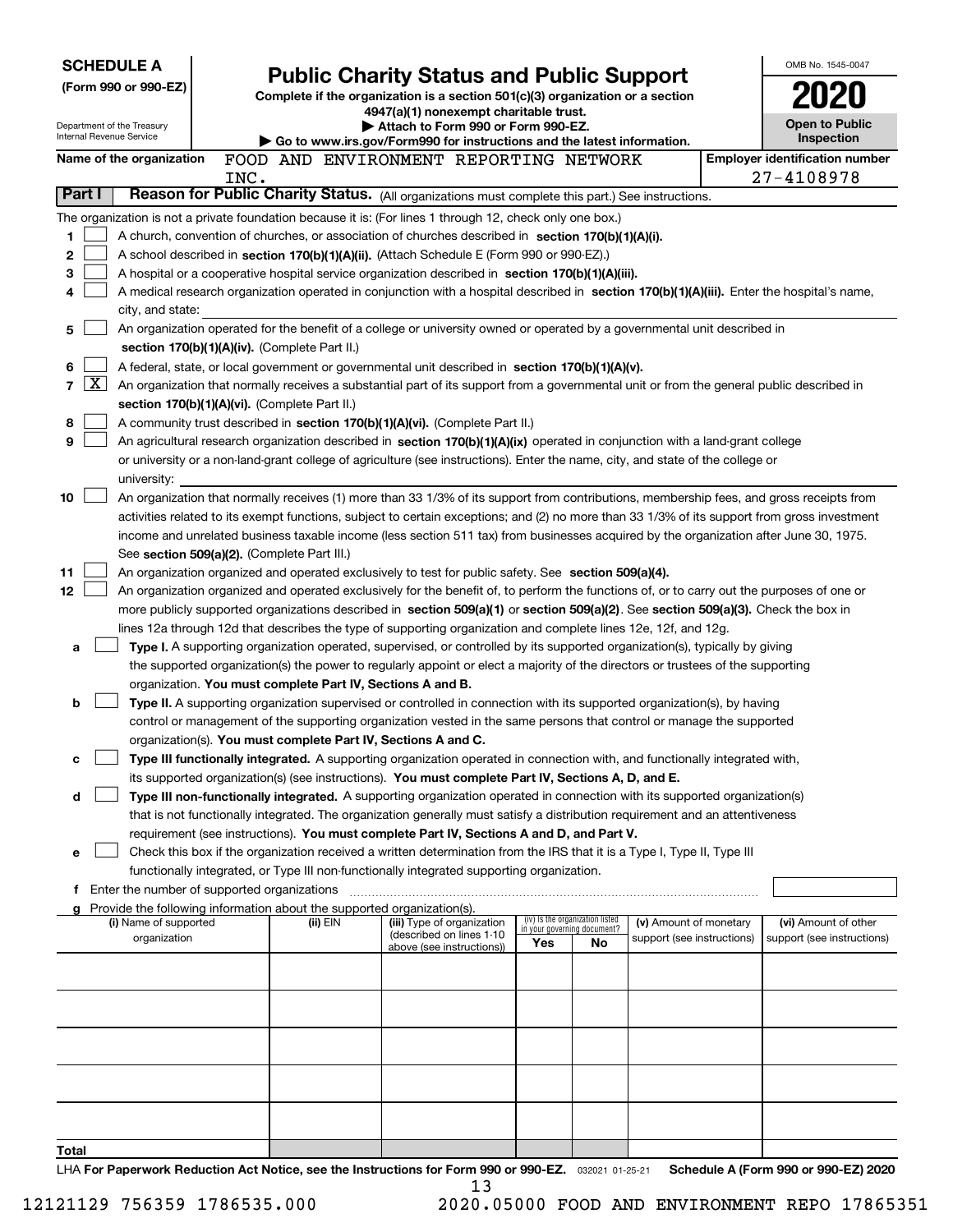**SCHEDULE A**
**(Form 990 or 990-EZ)**

Department of the Treasury
Internal Revenue Service

# Public Charity Status and Public Support

**Complete if the organization is a section 501(c)(3) organization or a section 4947(a)(1) nonexempt charitable trust.**
**▶ Attach to Form 990 or Form 990-EZ.**
**▶ Go to www.irs.gov/Form990 for instructions and the latest information.**

OMB No. 1545-0047

**2020**

**Open to Public Inspection**

**Name of the organization** FOOD AND ENVIRONMENT REPORTING NETWORK INC.

**Employer identification number** 27-4108978

**Part I — Reason for Public Charity Status.** (All organizations must complete this part.) See instructions.

The organization is not a private foundation because it is: (For lines 1 through 12, check only one box.)

1 [ ] A church, convention of churches, or association of churches described in **section 170(b)(1)(A)(i).**

2 [ ] A school described in **section 170(b)(1)(A)(ii).** (Attach Schedule E (Form 990 or 990-EZ).)

3 [ ] A hospital or a cooperative hospital service organization described in **section 170(b)(1)(A)(iii).**

4 [ ] A medical research organization operated in conjunction with a hospital described in **section 170(b)(1)(A)(iii).** Enter the hospital's name, city, and state:

5 [ ] An organization operated for the benefit of a college or university owned or operated by a governmental unit described in **section 170(b)(1)(A)(iv).** (Complete Part II.)

6 [ ] A federal, state, or local government or governmental unit described in **section 170(b)(1)(A)(v).**

7 [X] An organization that normally receives a substantial part of its support from a governmental unit or from the general public described in **section 170(b)(1)(A)(vi).** (Complete Part II.)

8 [ ] A community trust described in **section 170(b)(1)(A)(vi).** (Complete Part II.)

9 [ ] An agricultural research organization described in **section 170(b)(1)(A)(ix)** operated in conjunction with a land-grant college or university or a non-land-grant college of agriculture (see instructions). Enter the name, city, and state of the college or university:

10 [ ] An organization that normally receives (1) more than 33 1/3% of its support from contributions, membership fees, and gross receipts from activities related to its exempt functions, subject to certain exceptions; and (2) no more than 33 1/3% of its support from gross investment income and unrelated business taxable income (less section 511 tax) from businesses acquired by the organization after June 30, 1975. See **section 509(a)(2).** (Complete Part III.)

11 [ ] An organization organized and operated exclusively to test for public safety. See **section 509(a)(4).**

12 [ ] An organization organized and operated exclusively for the benefit of, to perform the functions of, or to carry out the purposes of one or more publicly supported organizations described in **section 509(a)(1)** or **section 509(a)(2)**. See **section 509(a)(3).** Check the box in lines 12a through 12d that describes the type of supporting organization and complete lines 12e, 12f, and 12g.

a [ ] **Type I.** A supporting organization operated, supervised, or controlled by its supported organization(s), typically by giving the supported organization(s) the power to regularly appoint or elect a majority of the directors or trustees of the supporting organization. **You must complete Part IV, Sections A and B.**

b [ ] **Type II.** A supporting organization supervised or controlled in connection with its supported organization(s), by having control or management of the supporting organization vested in the same persons that control or manage the supported organization(s). **You must complete Part IV, Sections A and C.**

c [ ] **Type III functionally integrated.** A supporting organization operated in connection with, and functionally integrated with, its supported organization(s) (see instructions). **You must complete Part IV, Sections A, D, and E.**

d [ ] **Type III non-functionally integrated.** A supporting organization operated in connection with its supported organization(s) that is not functionally integrated. The organization generally must satisfy a distribution requirement and an attentiveness requirement (see instructions). **You must complete Part IV, Sections A and D, and Part V.**

e [ ] Check this box if the organization received a written determination from the IRS that it is a Type I, Type II, Type III functionally integrated, or Type III non-functionally integrated supporting organization.

f Enter the number of supported organizations

g Provide the following information about the supported organization(s).

| (i) Name of supported organization | (ii) EIN | (iii) Type of organization (described on lines 1-10 above (see instructions)) | (iv) Is the organization listed in your governing document? Yes | No | (v) Amount of monetary support (see instructions) | (vi) Amount of other support (see instructions) |
|---|---|---|---|---|---|---|
| | | | | | | |
| | | | | | | |
| | | | | | | |
| | | | | | | |
| | | | | | | |
| **Total** | | | | | | |

LHA **For Paperwork Reduction Act Notice, see the Instructions for Form 990 or 990-EZ.** 032021 01-25-21 **Schedule A (Form 990 or 990-EZ) 2020**

12121129 756359 1786535.000 2020.05000 FOOD AND ENVIRONMENT REPO 17865351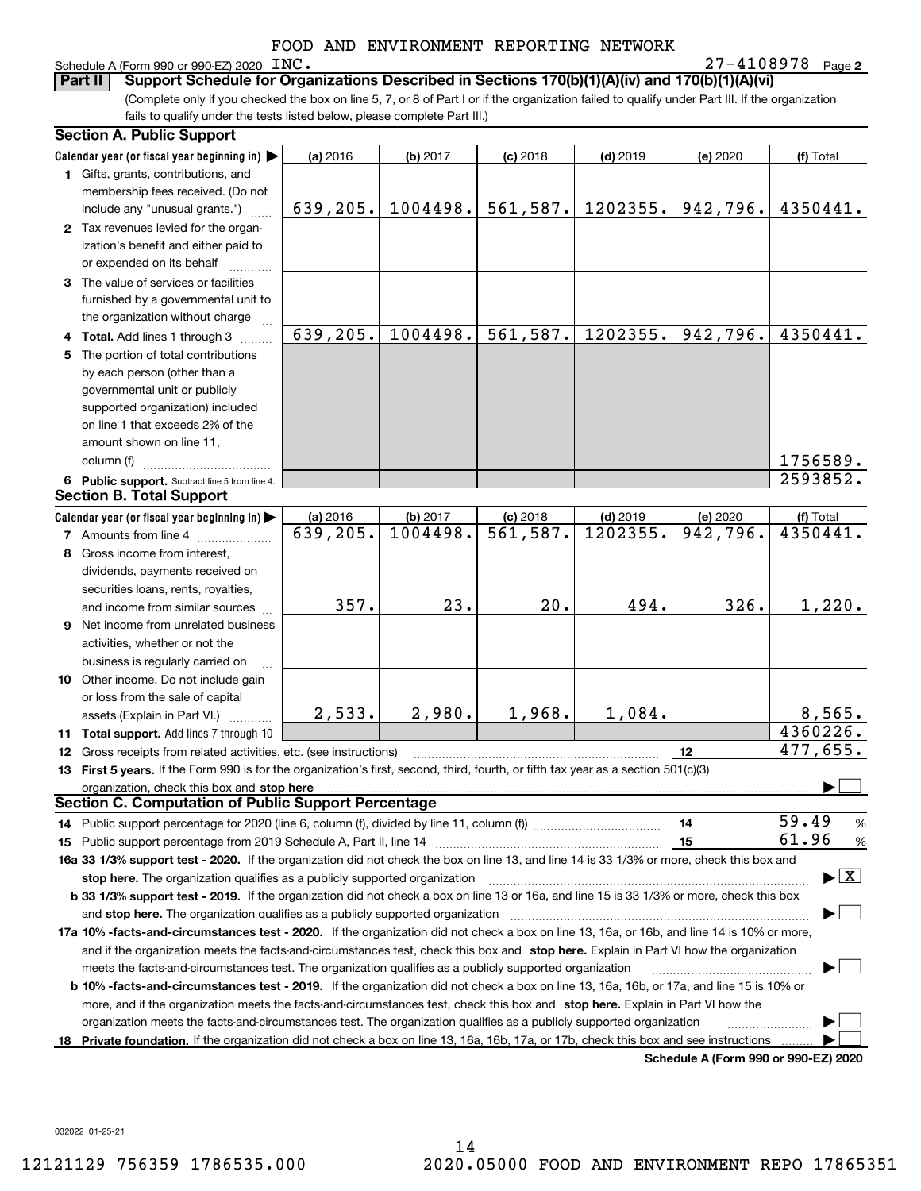FOOD AND ENVIRONMENT REPORTING NETWORK

Schedule A (Form 990 or 990-EZ) 2020 INC. 27-4108978 Page 2

**Part II** **Support Schedule for Organizations Described in Sections 170(b)(1)(A)(iv) and 170(b)(1)(A)(vi)**

(Complete only if you checked the box on line 5, 7, or 8 of Part I or if the organization failed to qualify under Part III. If the organization fails to qualify under the tests listed below, please complete Part III.)

**Section A. Public Support**

| Calendar year (or fiscal year beginning in) | (a) 2016 | (b) 2017 | (c) 2018 | (d) 2019 | (e) 2020 | (f) Total |
|---|---|---|---|---|---|---|
| **1** Gifts, grants, contributions, and membership fees received. (Do not include any "unusual grants.") | 639,205. | 1004498. | 561,587. | 1202355. | 942,796. | 4350441. |
| **2** Tax revenues levied for the organization's benefit and either paid to or expended on its behalf | | | | | | |
| **3** The value of services or facilities furnished by a governmental unit to the organization without charge | | | | | | |
| **4 Total.** Add lines 1 through 3 | 639,205. | 1004498. | 561,587. | 1202355. | 942,796. | 4350441. |
| **5** The portion of total contributions by each person (other than a governmental unit or publicly supported organization) included on line 1 that exceeds 2% of the amount shown on line 11, column (f) | | | | | | 1756589. |
| **6 Public support.** Subtract line 5 from line 4. | | | | | | 2593852. |

**Section B. Total Support**

| Calendar year (or fiscal year beginning in) | (a) 2016 | (b) 2017 | (c) 2018 | (d) 2019 | (e) 2020 | (f) Total |
|---|---|---|---|---|---|---|
| **7** Amounts from line 4 | 639,205. | 1004498. | 561,587. | 1202355. | 942,796. | 4350441. |
| **8** Gross income from interest, dividends, payments received on securities loans, rents, royalties, and income from similar sources | 357. | 23. | 20. | 494. | 326. | 1,220. |
| **9** Net income from unrelated business activities, whether or not the business is regularly carried on | | | | | | |
| **10** Other income. Do not include gain or loss from the sale of capital assets (Explain in Part VI.) | 2,533. | 2,980. | 1,968. | 1,084. | | 8,565. |
| **11 Total support.** Add lines 7 through 10 | | | | | | 4360226. |
| **12** Gross receipts from related activities, etc. (see instructions) | | | | | 12 | 477,655. |

**13 First 5 years.** If the Form 990 is for the organization's first, second, third, fourth, or fifth tax year as a section 501(c)(3) organization, check this box and **stop here** ☐

**Section C. Computation of Public Support Percentage**

**14** Public support percentage for 2020 (line 6, column (f), divided by line 11, column (f)) — **14** — 59.49 %

**15** Public support percentage from 2019 Schedule A, Part II, line 14 — **15** — 61.96 %

**16a 33 1/3% support test - 2020.** If the organization did not check the box on line 13, and line 14 is 33 1/3% or more, check this box and **stop here.** The organization qualifies as a publicly supported organization ☒

**b 33 1/3% support test - 2019.** If the organization did not check a box on line 13 or 16a, and line 15 is 33 1/3% or more, check this box and **stop here.** The organization qualifies as a publicly supported organization ☐

**17a 10% -facts-and-circumstances test - 2020.** If the organization did not check a box on line 13, 16a, or 16b, and line 14 is 10% or more, and if the organization meets the facts-and-circumstances test, check this box and **stop here.** Explain in Part VI how the organization meets the facts-and-circumstances test. The organization qualifies as a publicly supported organization ☐

**b 10% -facts-and-circumstances test - 2019.** If the organization did not check a box on line 13, 16a, 16b, or 17a, and line 15 is 10% or more, and if the organization meets the facts-and-circumstances test, check this box and **stop here.** Explain in Part VI how the organization meets the facts-and-circumstances test. The organization qualifies as a publicly supported organization ☐

**18 Private foundation.** If the organization did not check a box on line 13, 16a, 16b, 17a, or 17b, check this box and see instructions ☐

**Schedule A (Form 990 or 990-EZ) 2020**

032022 01-25-21

12121129 756359 1786535.000 2020.05000 FOOD AND ENVIRONMENT REPO 17865351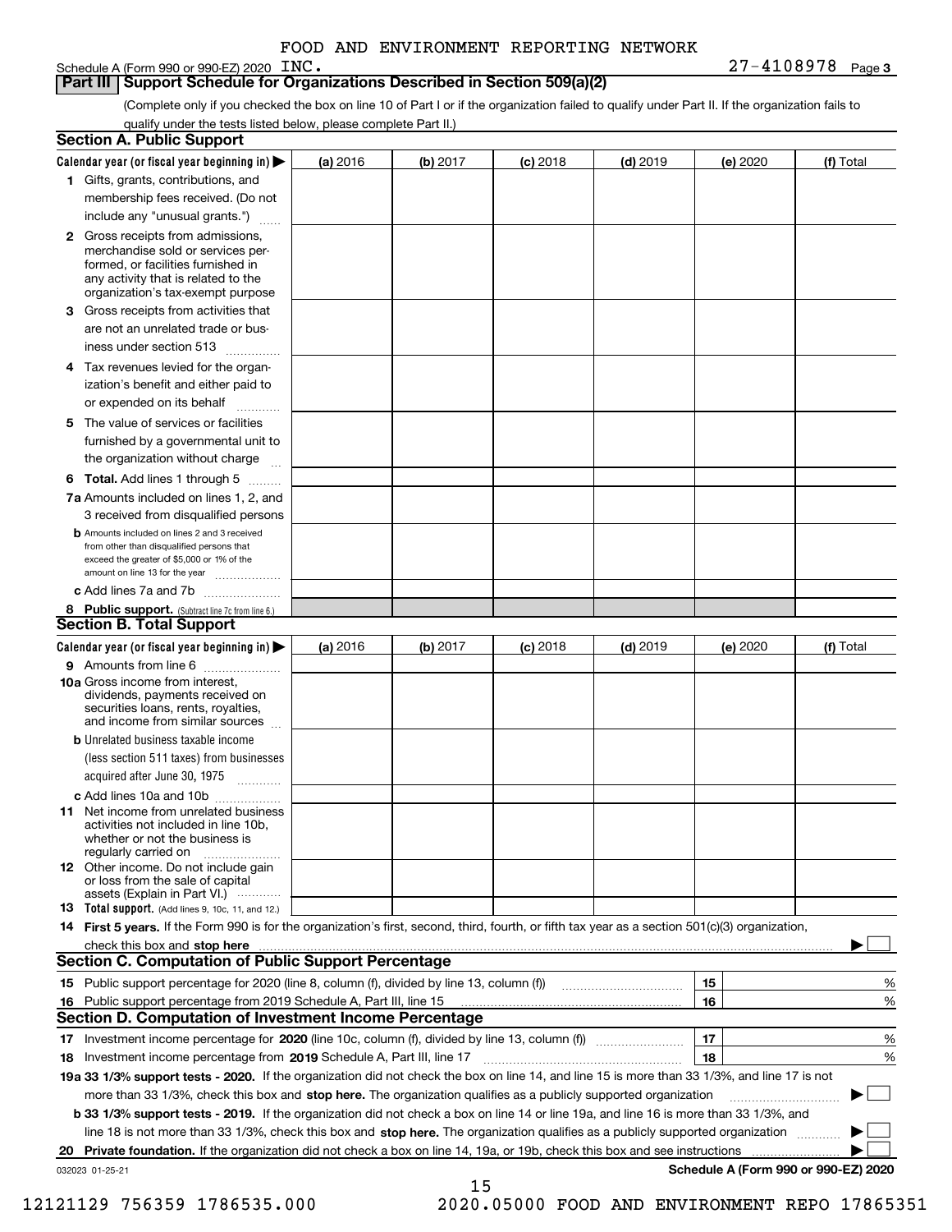FOOD AND ENVIRONMENT REPORTING NETWORK

Schedule A (Form 990 or 990-EZ) 2020 INC. 27-4108978 Page 3

## Part III Support Schedule for Organizations Described in Section 509(a)(2)

(Complete only if you checked the box on line 10 of Part I or if the organization failed to qualify under Part II. If the organization fails to qualify under the tests listed below, please complete Part II.)

### Section A. Public Support

| Calendar year (or fiscal year beginning in) | (a) 2016 | (b) 2017 | (c) 2018 | (d) 2019 | (e) 2020 | (f) Total |
|---|---|---|---|---|---|---|
| 1 Gifts, grants, contributions, and membership fees received. (Do not include any "unusual grants.") | | | | | | |
| 2 Gross receipts from admissions, merchandise sold or services performed, or facilities furnished in any activity that is related to the organization's tax-exempt purpose | | | | | | |
| 3 Gross receipts from activities that are not an unrelated trade or business under section 513 | | | | | | |
| 4 Tax revenues levied for the organization's benefit and either paid to or expended on its behalf | | | | | | |
| 5 The value of services or facilities furnished by a governmental unit to the organization without charge | | | | | | |
| 6 Total. Add lines 1 through 5 | | | | | | |
| 7a Amounts included on lines 1, 2, and 3 received from disqualified persons | | | | | | |
| b Amounts included on lines 2 and 3 received from other than disqualified persons that exceed the greater of $5,000 or 1% of the amount on line 13 for the year | | | | | | |
| c Add lines 7a and 7b | | | | | | |
| 8 Public support. (Subtract line 7c from line 6.) | | | | | | |

### Section B. Total Support

| Calendar year (or fiscal year beginning in) | (a) 2016 | (b) 2017 | (c) 2018 | (d) 2019 | (e) 2020 | (f) Total |
|---|---|---|---|---|---|---|
| 9 Amounts from line 6 | | | | | | |
| 10a Gross income from interest, dividends, payments received on securities loans, rents, royalties, and income from similar sources | | | | | | |
| b Unrelated business taxable income (less section 511 taxes) from businesses acquired after June 30, 1975 | | | | | | |
| c Add lines 10a and 10b | | | | | | |
| 11 Net income from unrelated business activities not included in line 10b, whether or not the business is regularly carried on | | | | | | |
| 12 Other income. Do not include gain or loss from the sale of capital assets (Explain in Part VI.) | | | | | | |
| 13 Total support. (Add lines 9, 10c, 11, and 12.) | | | | | | |

14 **First 5 years.** If the Form 990 is for the organization's first, second, third, fourth, or fifth tax year as a section 501(c)(3) organization, check this box and **stop here** ☐

### Section C. Computation of Public Support Percentage

| | | | |
|---|---|---|---|
| 15 | Public support percentage for 2020 (line 8, column (f), divided by line 13, column (f)) | 15 | % |
| 16 | Public support percentage from 2019 Schedule A, Part III, line 15 | 16 | % |

### Section D. Computation of Investment Income Percentage

| | | | |
|---|---|---|---|
| 17 | Investment income percentage for **2020** (line 10c, column (f), divided by line 13, column (f)) | 17 | % |
| 18 | Investment income percentage from **2019** Schedule A, Part III, line 17 | 18 | % |

**19a 33 1/3% support tests - 2020.** If the organization did not check the box on line 14, and line 15 is more than 33 1/3%, and line 17 is not more than 33 1/3%, check this box and **stop here.** The organization qualifies as a publicly supported organization ☐

**b 33 1/3% support tests - 2019.** If the organization did not check a box on line 14 or line 19a, and line 16 is more than 33 1/3%, and line 18 is not more than 33 1/3%, check this box and **stop here.** The organization qualifies as a publicly supported organization ☐

**20 Private foundation.** If the organization did not check a box on line 14, 19a, or 19b, check this box and see instructions ☐

032023 01-25-21 **Schedule A (Form 990 or 990-EZ) 2020**

12121129 756359 1786535.000 2020.05000 FOOD AND ENVIRONMENT REPO 17865351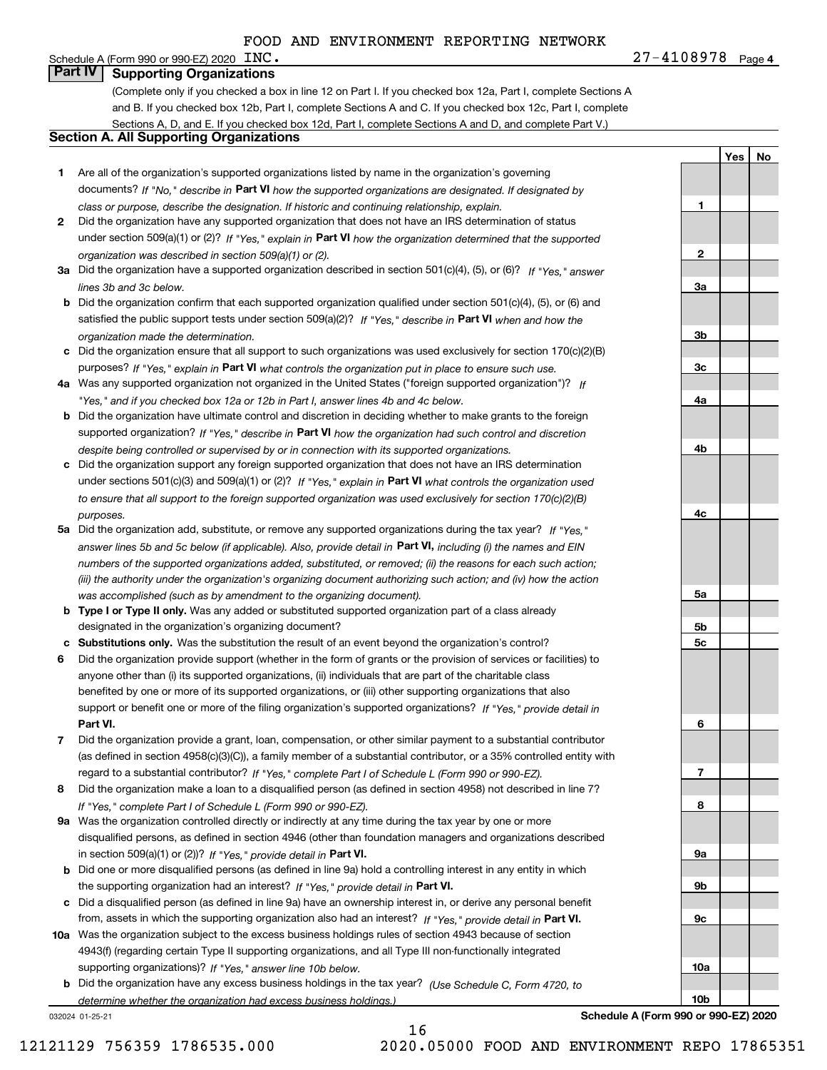FOOD AND ENVIRONMENT REPORTING NETWORK

Schedule A (Form 990 or 990-EZ) 2020 INC. 27-4108978 Page 4

## Part IV Supporting Organizations

(Complete only if you checked a box in line 12 on Part I. If you checked box 12a, Part I, complete Sections A and B. If you checked box 12b, Part I, complete Sections A and C. If you checked box 12c, Part I, complete Sections A, D, and E. If you checked box 12d, Part I, complete Sections A and D, and complete Part V.)

### Section A. All Supporting Organizations

| | | Line | Yes | No |
|---|---|---|---|---|
| **1** | Are all of the organization's supported organizations listed by name in the organization's governing documents? *If "No," describe in* **Part VI** *how the supported organizations are designated. If designated by class or purpose, describe the designation. If historic and continuing relationship, explain.* | 1 | | |
| **2** | Did the organization have any supported organization that does not have an IRS determination of status under section 509(a)(1) or (2)? *If "Yes," explain in* **Part VI** *how the organization determined that the supported organization was described in section 509(a)(1) or (2).* | 2 | | |
| **3a** | Did the organization have a supported organization described in section 501(c)(4), (5), or (6)? *If "Yes," answer lines 3b and 3c below.* | 3a | | |
| **b** | Did the organization confirm that each supported organization qualified under section 501(c)(4), (5), or (6) and satisfied the public support tests under section 509(a)(2)? *If "Yes," describe in* **Part VI** *when and how the organization made the determination.* | 3b | | |
| **c** | Did the organization ensure that all support to such organizations was used exclusively for section 170(c)(2)(B) purposes? *If "Yes," explain in* **Part VI** *what controls the organization put in place to ensure such use.* | 3c | | |
| **4a** | Was any supported organization not organized in the United States ("foreign supported organization")? *If "Yes," and if you checked box 12a or 12b in Part I, answer lines 4b and 4c below.* | 4a | | |
| **b** | Did the organization have ultimate control and discretion in deciding whether to make grants to the foreign supported organization? *If "Yes," describe in* **Part VI** *how the organization had such control and discretion despite being controlled or supervised by or in connection with its supported organizations.* | 4b | | |
| **c** | Did the organization support any foreign supported organization that does not have an IRS determination under sections 501(c)(3) and 509(a)(1) or (2)? *If "Yes," explain in* **Part VI** *what controls the organization used to ensure that all support to the foreign supported organization was used exclusively for section 170(c)(2)(B) purposes.* | 4c | | |
| **5a** | Did the organization add, substitute, or remove any supported organizations during the tax year? *If "Yes," answer lines 5b and 5c below (if applicable). Also, provide detail in* **Part VI,** *including (i) the names and EIN numbers of the supported organizations added, substituted, or removed; (ii) the reasons for each such action; (iii) the authority under the organization's organizing document authorizing such action; and (iv) how the action was accomplished (such as by amendment to the organizing document).* | 5a | | |
| **b** | **Type I or Type II only.** Was any added or substituted supported organization part of a class already designated in the organization's organizing document? | 5b | | |
| **c** | **Substitutions only.** Was the substitution the result of an event beyond the organization's control? | 5c | | |
| **6** | Did the organization provide support (whether in the form of grants or the provision of services or facilities) to anyone other than (i) its supported organizations, (ii) individuals that are part of the charitable class benefited by one or more of its supported organizations, or (iii) other supporting organizations that also support or benefit one or more of the filing organization's supported organizations? *If "Yes," provide detail in* **Part VI.** | 6 | | |
| **7** | Did the organization provide a grant, loan, compensation, or other similar payment to a substantial contributor (as defined in section 4958(c)(3)(C)), a family member of a substantial contributor, or a 35% controlled entity with regard to a substantial contributor? *If "Yes," complete Part I of Schedule L (Form 990 or 990-EZ).* | 7 | | |
| **8** | Did the organization make a loan to a disqualified person (as defined in section 4958) not described in line 7? *If "Yes," complete Part I of Schedule L (Form 990 or 990-EZ).* | 8 | | |
| **9a** | Was the organization controlled directly or indirectly at any time during the tax year by one or more disqualified persons, as defined in section 4946 (other than foundation managers and organizations described in section 509(a)(1) or (2))? *If "Yes," provide detail in* **Part VI.** | 9a | | |
| **b** | Did one or more disqualified persons (as defined in line 9a) hold a controlling interest in any entity in which the supporting organization had an interest? *If "Yes," provide detail in* **Part VI.** | 9b | | |
| **c** | Did a disqualified person (as defined in line 9a) have an ownership interest in, or derive any personal benefit from, assets in which the supporting organization also had an interest? *If "Yes," provide detail in* **Part VI.** | 9c | | |
| **10a** | Was the organization subject to the excess business holdings rules of section 4943 because of section 4943(f) (regarding certain Type II supporting organizations, and all Type III non-functionally integrated supporting organizations)? *If "Yes," answer line 10b below.* | 10a | | |
| **b** | Did the organization have any excess business holdings in the tax year? *(Use Schedule C, Form 4720, to determine whether the organization had excess business holdings.)* | 10b | | |

032024 01-25-21 **Schedule A (Form 990 or 990-EZ) 2020**

12121129 756359 1786535.000 2020.05000 FOOD AND ENVIRONMENT REPO 17865351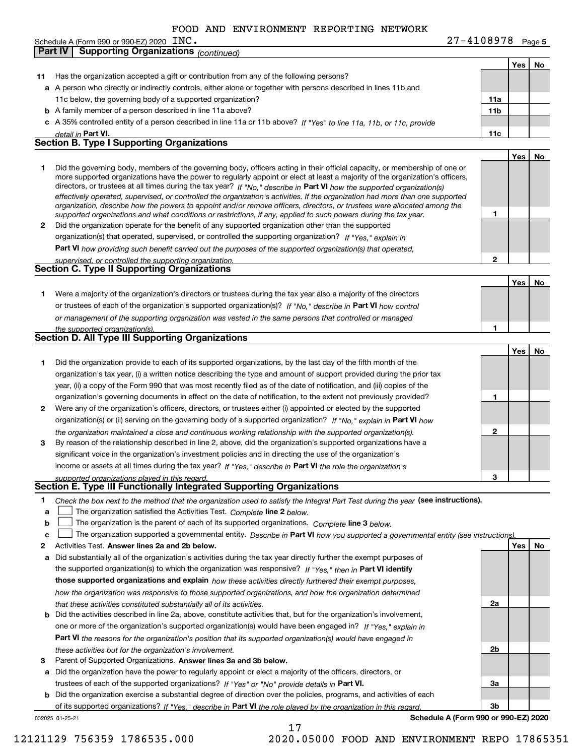FOOD AND ENVIRONMENT REPORTING NETWORK

Schedule A (Form 990 or 990-EZ) 2020 INC. 27-4108978 Page 5

**Part IV Supporting Organizations** *(continued)*

| | | | Yes | No |
|---|---|---|---|---|
| **11** | Has the organization accepted a gift or contribution from any of the following persons? | | | |
| **a** | A person who directly or indirectly controls, either alone or together with persons described in lines 11b and 11c below, the governing body of a supported organization? | **11a** | | |
| **b** | A family member of a person described in line 11a above? | **11b** | | |
| **c** | A 35% controlled entity of a person described in line 11a or 11b above? *If "Yes" to line 11a, 11b, or 11c, provide detail in* **Part VI.** | **11c** | | |

### Section B. Type I Supporting Organizations

| | | | Yes | No |
|---|---|---|---|---|
| **1** | Did the governing body, members of the governing body, officers acting in their official capacity, or membership of one or more supported organizations have the power to regularly appoint or elect at least a majority of the organization's officers, directors, or trustees at all times during the tax year? *If "No," describe in* **Part VI** *how the supported organization(s) effectively operated, supervised, or controlled the organization's activities. If the organization had more than one supported organization, describe how the powers to appoint and/or remove officers, directors, or trustees were allocated among the supported organizations and what conditions or restrictions, if any, applied to such powers during the tax year.* | **1** | | |
| **2** | Did the organization operate for the benefit of any supported organization other than the supported organization(s) that operated, supervised, or controlled the supporting organization? *If "Yes," explain in* **Part VI** *how providing such benefit carried out the purposes of the supported organization(s) that operated, supervised, or controlled the supporting organization.* | **2** | | |

### Section C. Type II Supporting Organizations

| | | | Yes | No |
|---|---|---|---|---|
| **1** | Were a majority of the organization's directors or trustees during the tax year also a majority of the directors or trustees of each of the organization's supported organization(s)? *If "No," describe in* **Part VI** *how control or management of the supporting organization was vested in the same persons that controlled or managed the supported organization(s).* | **1** | | |

### Section D. All Type III Supporting Organizations

| | | | Yes | No |
|---|---|---|---|---|
| **1** | Did the organization provide to each of its supported organizations, by the last day of the fifth month of the organization's tax year, (i) a written notice describing the type and amount of support provided during the prior tax year, (ii) a copy of the Form 990 that was most recently filed as of the date of notification, and (iii) copies of the organization's governing documents in effect on the date of notification, to the extent not previously provided? | **1** | | |
| **2** | Were any of the organization's officers, directors, or trustees either (i) appointed or elected by the supported organization(s) or (ii) serving on the governing body of a supported organization? *If "No," explain in* **Part VI** *how the organization maintained a close and continuous working relationship with the supported organization(s).* | **2** | | |
| **3** | By reason of the relationship described in line 2, above, did the organization's supported organizations have a significant voice in the organization's investment policies and in directing the use of the organization's income or assets at all times during the tax year? *If "Yes," describe in* **Part VI** *the role the organization's supported organizations played in this regard.* | **3** | | |

### Section E. Type III Functionally Integrated Supporting Organizations

**1** *Check the box next to the method that the organization used to satisfy the Integral Part Test during the year* **(see instructions).**

- **a** ☐ The organization satisfied the Activities Test. *Complete* **line 2** *below.*
- **b** ☐ The organization is the parent of each of its supported organizations. *Complete* **line 3** *below.*
- **c** ☐ The organization supported a governmental entity. *Describe in* **Part VI** *how you supported a governmental entity (see instructions).*

| | | | Yes | No |
|---|---|---|---|---|
| **2** | Activities Test. **Answer lines 2a and 2b below.** | | | |
| **a** | Did substantially all of the organization's activities during the tax year directly further the exempt purposes of the supported organization(s) to which the organization was responsive? *If "Yes," then in* **Part VI identify those supported organizations and explain** *how these activities directly furthered their exempt purposes, how the organization was responsive to those supported organizations, and how the organization determined that these activities constituted substantially all of its activities.* | **2a** | | |
| **b** | Did the activities described in line 2a, above, constitute activities that, but for the organization's involvement, one or more of the organization's supported organization(s) would have been engaged in? *If "Yes," explain in* **Part VI** *the reasons for the organization's position that its supported organization(s) would have engaged in these activities but for the organization's involvement.* | **2b** | | |
| **3** | Parent of Supported Organizations. **Answer lines 3a and 3b below.** | | | |
| **a** | Did the organization have the power to regularly appoint or elect a majority of the officers, directors, or trustees of each of the supported organizations? *If "Yes" or "No" provide details in* **Part VI.** | **3a** | | |
| **b** | Did the organization exercise a substantial degree of direction over the policies, programs, and activities of each of its supported organizations? *If "Yes," describe in* **Part VI** *the role played by the organization in this regard.* | **3b** | | |

032025 01-25-21 **Schedule A (Form 990 or 990-EZ) 2020**

12121129 756359 1786535.000 2020.05000 FOOD AND ENVIRONMENT REPO 17865351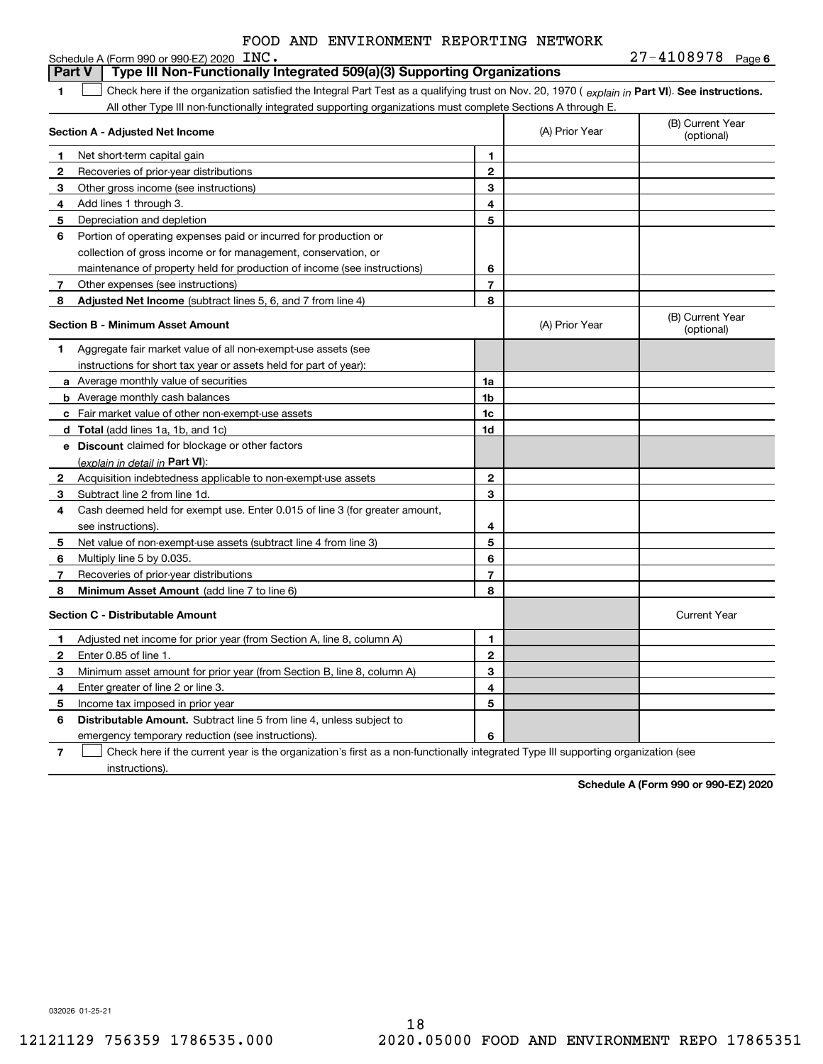FOOD AND ENVIRONMENT REPORTING NETWORK

Schedule A (Form 990 or 990-EZ) 2020 INC. 27-4108978 Page 6

## Part V — Type III Non-Functionally Integrated 509(a)(3) Supporting Organizations

1 ☐ Check here if the organization satisfied the Integral Part Test as a qualifying trust on Nov. 20, 1970 ( *explain in* **Part VI**). **See instructions.** All other Type III non-functionally integrated supporting organizations must complete Sections A through E.

| **Section A - Adjusted Net Income** | | | (A) Prior Year | (B) Current Year (optional) |
|---|---|---|---|---|
| 1 | Net short-term capital gain | 1 | | |
| 2 | Recoveries of prior-year distributions | 2 | | |
| 3 | Other gross income (see instructions) | 3 | | |
| 4 | Add lines 1 through 3. | 4 | | |
| 5 | Depreciation and depletion | 5 | | |
| 6 | Portion of operating expenses paid or incurred for production or collection of gross income or for management, conservation, or maintenance of property held for production of income (see instructions) | 6 | | |
| 7 | Other expenses (see instructions) | 7 | | |
| 8 | **Adjusted Net Income** (subtract lines 5, 6, and 7 from line 4) | 8 | | |

| **Section B - Minimum Asset Amount** | | | (A) Prior Year | (B) Current Year (optional) |
|---|---|---|---|---|
| 1 | Aggregate fair market value of all non-exempt-use assets (see instructions for short tax year or assets held for part of year): | | | |
| a | Average monthly value of securities | 1a | | |
| b | Average monthly cash balances | 1b | | |
| c | Fair market value of other non-exempt-use assets | 1c | | |
| d | **Total** (add lines 1a, 1b, and 1c) | 1d | | |
| e | **Discount** claimed for blockage or other factors (*explain in detail in* **Part VI**): | | | |
| 2 | Acquisition indebtedness applicable to non-exempt-use assets | 2 | | |
| 3 | Subtract line 2 from line 1d. | 3 | | |
| 4 | Cash deemed held for exempt use. Enter 0.015 of line 3 (for greater amount, see instructions). | 4 | | |
| 5 | Net value of non-exempt-use assets (subtract line 4 from line 3) | 5 | | |
| 6 | Multiply line 5 by 0.035. | 6 | | |
| 7 | Recoveries of prior-year distributions | 7 | | |
| 8 | **Minimum Asset Amount** (add line 7 to line 6) | 8 | | |

| **Section C - Distributable Amount** | | | | Current Year |
|---|---|---|---|---|
| 1 | Adjusted net income for prior year (from Section A, line 8, column A) | 1 | | |
| 2 | Enter 0.85 of line 1. | 2 | | |
| 3 | Minimum asset amount for prior year (from Section B, line 8, column A) | 3 | | |
| 4 | Enter greater of line 2 or line 3. | 4 | | |
| 5 | Income tax imposed in prior year | 5 | | |
| 6 | **Distributable Amount.** Subtract line 5 from line 4, unless subject to emergency temporary reduction (see instructions). | 6 | | |

7 ☐ Check here if the current year is the organization's first as a non-functionally integrated Type III supporting organization (see instructions).

**Schedule A (Form 990 or 990-EZ) 2020**

032026 01-25-21

12121129 756359 1786535.000 2020.05000 FOOD AND ENVIRONMENT REPO 17865351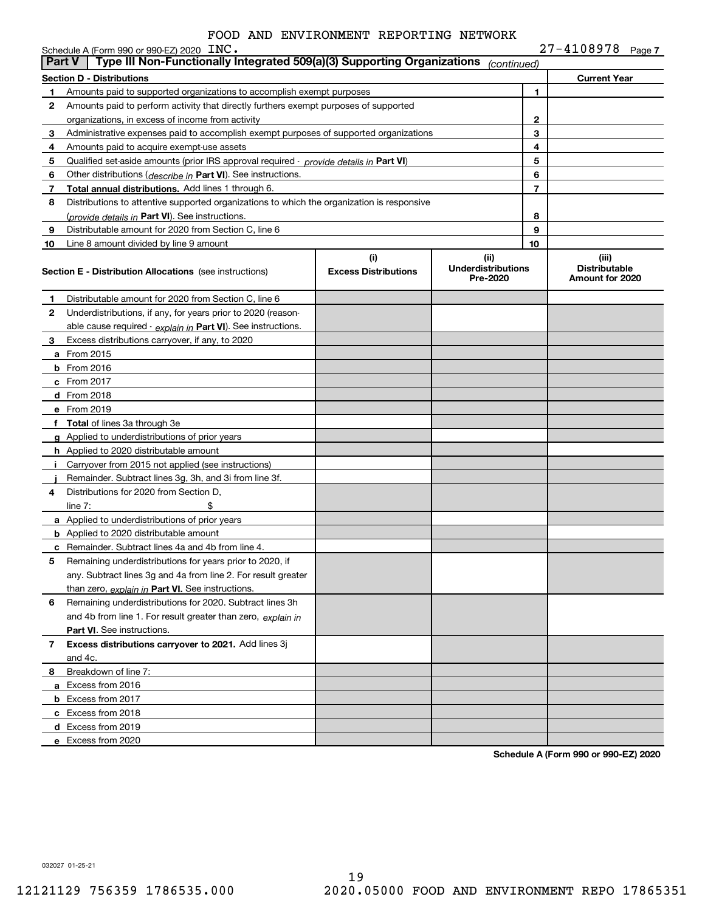FOOD AND ENVIRONMENT REPORTING NETWORK

Schedule A (Form 990 or 990-EZ) 2020 INC. 27-4108978 Page 7

**Part V | Type III Non-Functionally Integrated 509(a)(3) Supporting Organizations** *(continued)*

| **Section D - Distributions** | | | **Current Year** |
|---|---|---|---|
| 1 | Amounts paid to supported organizations to accomplish exempt purposes | 1 | |
| 2 | Amounts paid to perform activity that directly furthers exempt purposes of supported organizations, in excess of income from activity | 2 | |
| 3 | Administrative expenses paid to accomplish exempt purposes of supported organizations | 3 | |
| 4 | Amounts paid to acquire exempt-use assets | 4 | |
| 5 | Qualified set-aside amounts (prior IRS approval required - *provide details in* **Part VI**) | 5 | |
| 6 | Other distributions (*describe in* **Part VI**). See instructions. | 6 | |
| 7 | **Total annual distributions.** Add lines 1 through 6. | 7 | |
| 8 | Distributions to attentive supported organizations to which the organization is responsive (*provide details in* **Part VI**). See instructions. | 8 | |
| 9 | Distributable amount for 2020 from Section C, line 6 | 9 | |
| 10 | Line 8 amount divided by line 9 amount | 10 | |

| **Section E - Distribution Allocations** (see instructions) | (i) **Excess Distributions** | (ii) **Underdistributions Pre-2020** | (iii) **Distributable Amount for 2020** |
|---|---|---|---|
| **1** Distributable amount for 2020 from Section C, line 6 | | | |
| **2** Underdistributions, if any, for years prior to 2020 (reasonable cause required - *explain in* **Part VI**). See instructions. | | | |
| **3** Excess distributions carryover, if any, to 2020 | | | |
| **a** From 2015 | | | |
| **b** From 2016 | | | |
| **c** From 2017 | | | |
| **d** From 2018 | | | |
| **e** From 2019 | | | |
| **f** **Total** of lines 3a through 3e | | | |
| **g** Applied to underdistributions of prior years | | | |
| **h** Applied to 2020 distributable amount | | | |
| **i** Carryover from 2015 not applied (see instructions) | | | |
| **j** Remainder. Subtract lines 3g, 3h, and 3i from line 3f. | | | |
| **4** Distributions for 2020 from Section D, line 7: $ | | | |
| **a** Applied to underdistributions of prior years | | | |
| **b** Applied to 2020 distributable amount | | | |
| **c** Remainder. Subtract lines 4a and 4b from line 4. | | | |
| **5** Remaining underdistributions for years prior to 2020, if any. Subtract lines 3g and 4a from line 2. For result greater than zero, *explain in* **Part VI.** See instructions. | | | |
| **6** Remaining underdistributions for 2020. Subtract lines 3h and 4b from line 1. For result greater than zero, *explain in* **Part VI**. See instructions. | | | |
| **7** **Excess distributions carryover to 2021.** Add lines 3j and 4c. | | | |
| **8** Breakdown of line 7: | | | |
| **a** Excess from 2016 | | | |
| **b** Excess from 2017 | | | |
| **c** Excess from 2018 | | | |
| **d** Excess from 2019 | | | |
| **e** Excess from 2020 | | | |

**Schedule A (Form 990 or 990-EZ) 2020**

032027 01-25-21

12121129 756359 1786535.000 2020.05000 FOOD AND ENVIRONMENT REPO 17865351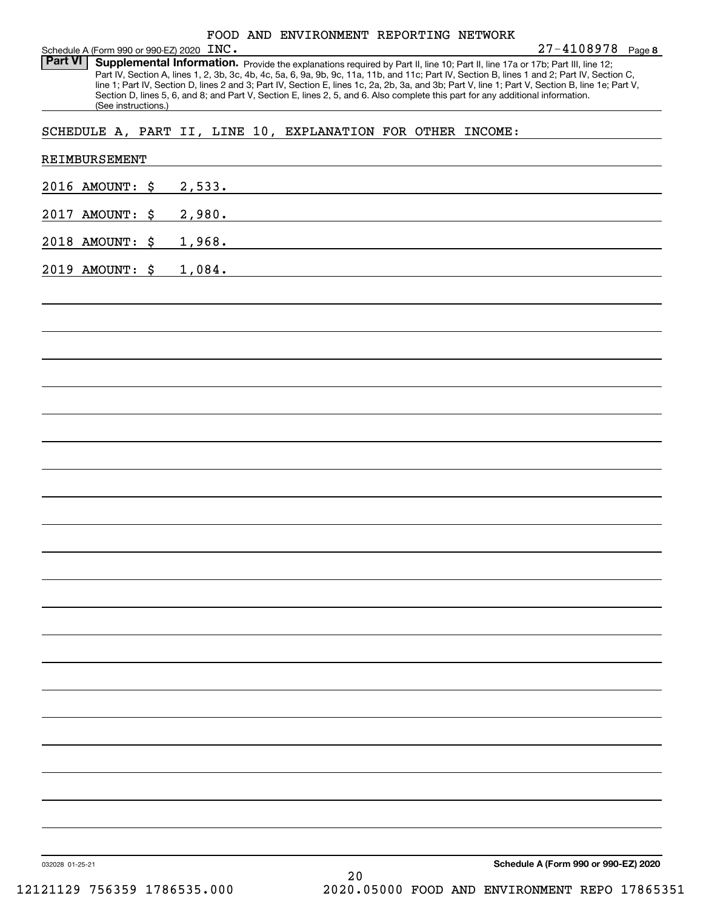FOOD AND ENVIRONMENT REPORTING NETWORK
Schedule A (Form 990 or 990-EZ) 2020 INC. 27-4108978 Page 8

**Part VI** **Supplemental Information.** Provide the explanations required by Part II, line 10; Part II, line 17a or 17b; Part III, line 12; Part IV, Section A, lines 1, 2, 3b, 3c, 4b, 4c, 5a, 6, 9a, 9b, 9c, 11a, 11b, and 11c; Part IV, Section B, lines 1 and 2; Part IV, Section C, line 1; Part IV, Section D, lines 2 and 3; Part IV, Section E, lines 1c, 2a, 2b, 3a, and 3b; Part V, line 1; Part V, Section B, line 1e; Part V, Section D, lines 5, 6, and 8; and Part V, Section E, lines 2, 5, and 6. Also complete this part for any additional information. (See instructions.)

SCHEDULE A, PART II, LINE 10, EXPLANATION FOR OTHER INCOME:

REIMBURSEMENT

2016 AMOUNT: $ 2,533.

2017 AMOUNT: $ 2,980.

2018 AMOUNT: $ 1,968.

2019 AMOUNT: $ 1,084.

032028 01-25-21 **Schedule A (Form 990 or 990-EZ) 2020**

12121129 756359 1786535.000 2020.05000 FOOD AND ENVIRONMENT REPO 17865351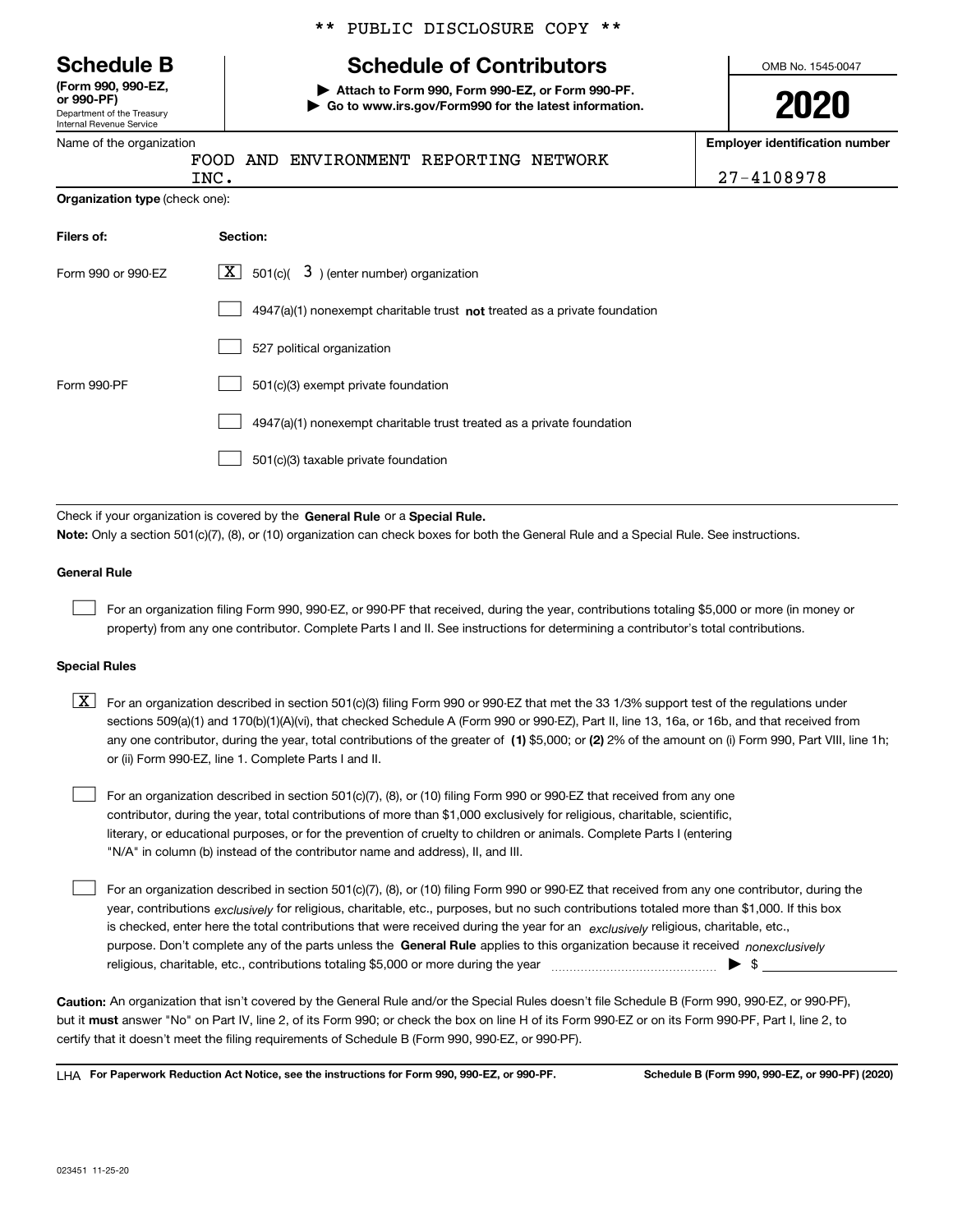** PUBLIC DISCLOSURE COPY **

# Schedule B

**(Form 990, 990-EZ, or 990-PF)**
Department of the Treasury
Internal Revenue Service

## Schedule of Contributors

▶ **Attach to Form 990, Form 990-EZ, or Form 990-PF.**
▶ **Go to www.irs.gov/Form990 for the latest information.**

OMB No. 1545-0047

**2020**

Name of the organization: FOOD AND ENVIRONMENT REPORTING NETWORK INC.

**Employer identification number**: 27-4108978

**Organization type** (check one):

| Filers of: | Section: |
|---|---|
| Form 990 or 990-EZ | [X] 501(c)( 3 ) (enter number) organization |
| | [ ] 4947(a)(1) nonexempt charitable trust **not** treated as a private foundation |
| | [ ] 527 political organization |
| Form 990-PF | [ ] 501(c)(3) exempt private foundation |
| | [ ] 4947(a)(1) nonexempt charitable trust treated as a private foundation |
| | [ ] 501(c)(3) taxable private foundation |

Check if your organization is covered by the **General Rule** or a **Special Rule.**

**Note:** Only a section 501(c)(7), (8), or (10) organization can check boxes for both the General Rule and a Special Rule. See instructions.

### General Rule

[ ] For an organization filing Form 990, 990-EZ, or 990-PF that received, during the year, contributions totaling $5,000 or more (in money or property) from any one contributor. Complete Parts I and II. See instructions for determining a contributor's total contributions.

### Special Rules

[X] For an organization described in section 501(c)(3) filing Form 990 or 990-EZ that met the 33 1/3% support test of the regulations under sections 509(a)(1) and 170(b)(1)(A)(vi), that checked Schedule A (Form 990 or 990-EZ), Part II, line 13, 16a, or 16b, and that received from any one contributor, during the year, total contributions of the greater of **(1)** $5,000; or **(2)** 2% of the amount on (i) Form 990, Part VIII, line 1h; or (ii) Form 990-EZ, line 1. Complete Parts I and II.

[ ] For an organization described in section 501(c)(7), (8), or (10) filing Form 990 or 990-EZ that received from any one contributor, during the year, total contributions of more than $1,000 exclusively for religious, charitable, scientific, literary, or educational purposes, or for the prevention of cruelty to children or animals. Complete Parts I (entering "N/A" in column (b) instead of the contributor name and address), II, and III.

[ ] For an organization described in section 501(c)(7), (8), or (10) filing Form 990 or 990-EZ that received from any one contributor, during the year, contributions *exclusively* for religious, charitable, etc., purposes, but no such contributions totaled more than $1,000. If this box is checked, enter here the total contributions that were received during the year for an *exclusively* religious, charitable, etc., purpose. Don't complete any of the parts unless the **General Rule** applies to this organization because it received *nonexclusively* religious, charitable, etc., contributions totaling $5,000 or more during the year ▶ $

**Caution:** An organization that isn't covered by the General Rule and/or the Special Rules doesn't file Schedule B (Form 990, 990-EZ, or 990-PF), but it **must** answer "No" on Part IV, line 2, of its Form 990; or check the box on line H of its Form 990-EZ or on its Form 990-PF, Part I, line 2, to certify that it doesn't meet the filing requirements of Schedule B (Form 990, 990-EZ, or 990-PF).

LHA **For Paperwork Reduction Act Notice, see the instructions for Form 990, 990-EZ, or 990-PF.** **Schedule B (Form 990, 990-EZ, or 990-PF) (2020)**

023451 11-25-20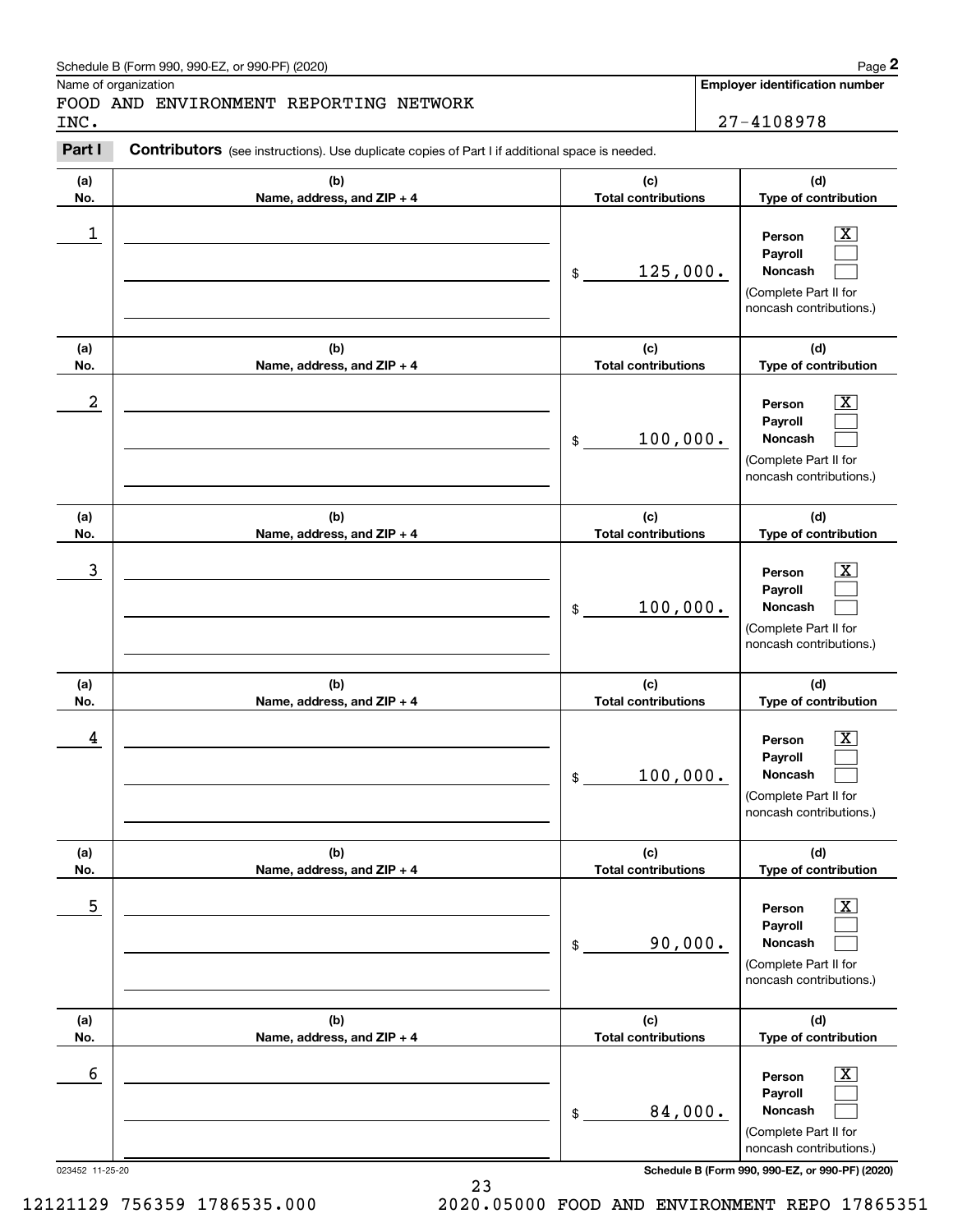Schedule B (Form 990, 990-EZ, or 990-PF) (2020)

Name of organization: FOOD AND ENVIRONMENT REPORTING NETWORK INC.

**Employer identification number:** 27-4108978

## Part I Contributors

(see instructions). Use duplicate copies of Part I if additional space is needed.

| (a) No. | (b) Name, address, and ZIP + 4 | (c) Total contributions | (d) Type of contribution |
|---|---|---|---|
| 1 | | $ 125,000. | Person [X] Payroll [ ] Noncash [ ] (Complete Part II for noncash contributions.) |
| 2 | | $ 100,000. | Person [X] Payroll [ ] Noncash [ ] (Complete Part II for noncash contributions.) |
| 3 | | $ 100,000. | Person [X] Payroll [ ] Noncash [ ] (Complete Part II for noncash contributions.) |
| 4 | | $ 100,000. | Person [X] Payroll [ ] Noncash [ ] (Complete Part II for noncash contributions.) |
| 5 | | $ 90,000. | Person [X] Payroll [ ] Noncash [ ] (Complete Part II for noncash contributions.) |
| 6 | | $ 84,000. | Person [X] Payroll [ ] Noncash [ ] (Complete Part II for noncash contributions.) |

023452 11-25-20

Schedule B (Form 990, 990-EZ, or 990-PF) (2020)

12121129 756359 1786535.000 2020.05000 FOOD AND ENVIRONMENT REPO 17865351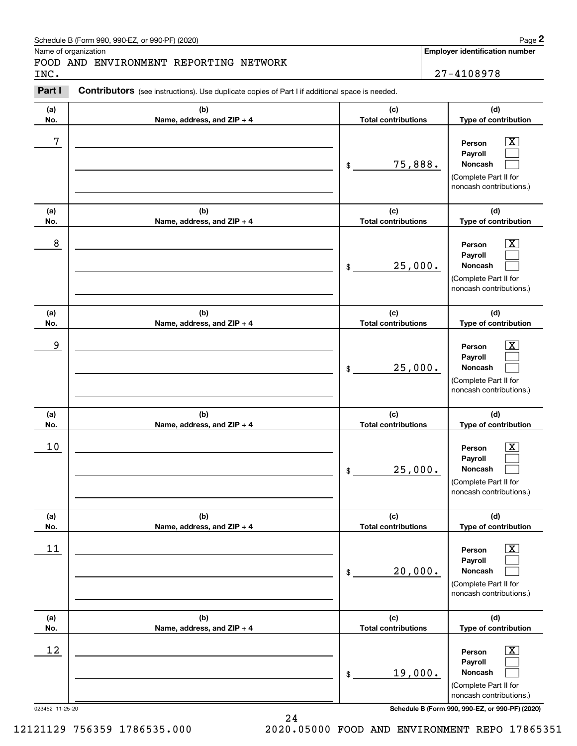Schedule B (Form 990, 990-EZ, or 990-PF) (2020)

Name of organization: FOOD AND ENVIRONMENT REPORTING NETWORK INC.

**Employer identification number:** 27-4108978

**Part I** **Contributors** (see instructions). Use duplicate copies of Part I if additional space is needed.

| (a) No. | (b) Name, address, and ZIP + 4 | (c) Total contributions | (d) Type of contribution |
|---|---|---|---|
| 7 | | $ 75,888. | Person [X] Payroll [ ] Noncash [ ] (Complete Part II for noncash contributions.) |
| 8 | | $ 25,000. | Person [X] Payroll [ ] Noncash [ ] (Complete Part II for noncash contributions.) |
| 9 | | $ 25,000. | Person [X] Payroll [ ] Noncash [ ] (Complete Part II for noncash contributions.) |
| 10 | | $ 25,000. | Person [X] Payroll [ ] Noncash [ ] (Complete Part II for noncash contributions.) |
| 11 | | $ 20,000. | Person [X] Payroll [ ] Noncash [ ] (Complete Part II for noncash contributions.) |
| 12 | | $ 19,000. | Person [X] Payroll [ ] Noncash [ ] (Complete Part II for noncash contributions.) |

023452 11-25-20

Schedule B (Form 990, 990-EZ, or 990-PF) (2020)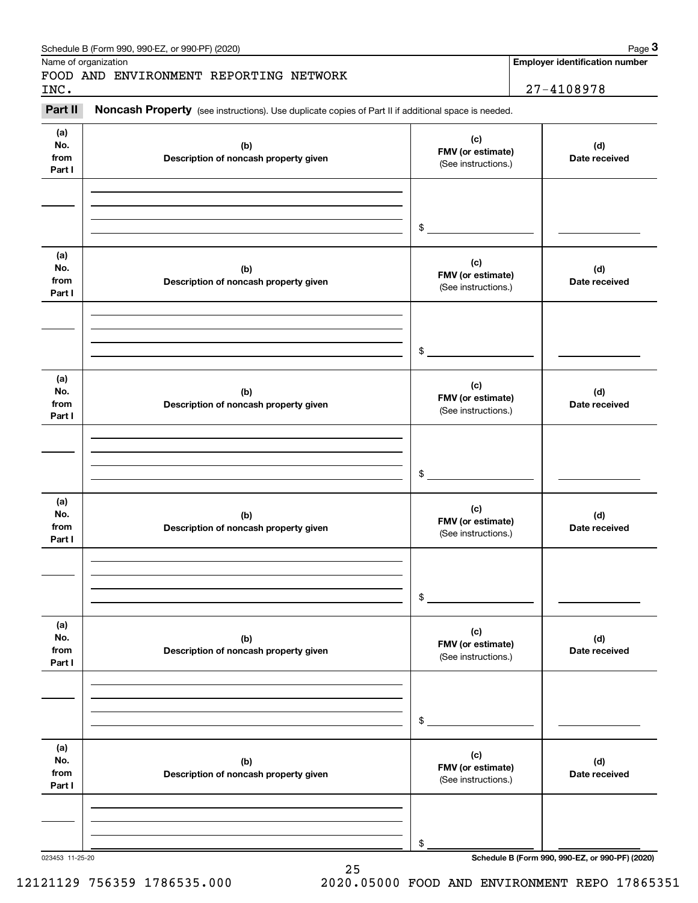Schedule B (Form 990, 990-EZ, or 990-PF) (2020)

Name of organization

FOOD AND ENVIRONMENT REPORTING NETWORK INC.

**Employer identification number**

27-4108978

**Part II** **Noncash Property** (see instructions). Use duplicate copies of Part II if additional space is needed.

| (a) No. from Part I | (b) Description of noncash property given | (c) FMV (or estimate) (See instructions.) | (d) Date received |
|---|---|---|---|
| | | $ | |

| (a) No. from Part I | (b) Description of noncash property given | (c) FMV (or estimate) (See instructions.) | (d) Date received |
|---|---|---|---|
| | | $ | |

| (a) No. from Part I | (b) Description of noncash property given | (c) FMV (or estimate) (See instructions.) | (d) Date received |
|---|---|---|---|
| | | $ | |

| (a) No. from Part I | (b) Description of noncash property given | (c) FMV (or estimate) (See instructions.) | (d) Date received |
|---|---|---|---|
| | | $ | |

| (a) No. from Part I | (b) Description of noncash property given | (c) FMV (or estimate) (See instructions.) | (d) Date received |
|---|---|---|---|
| | | $ | |

| (a) No. from Part I | (b) Description of noncash property given | (c) FMV (or estimate) (See instructions.) | (d) Date received |
|---|---|---|---|
| | | $ | |

023453 11-25-20

**Schedule B (Form 990, 990-EZ, or 990-PF) (2020)**

12121129 756359 1786535.000 2020.05000 FOOD AND ENVIRONMENT REPO 17865351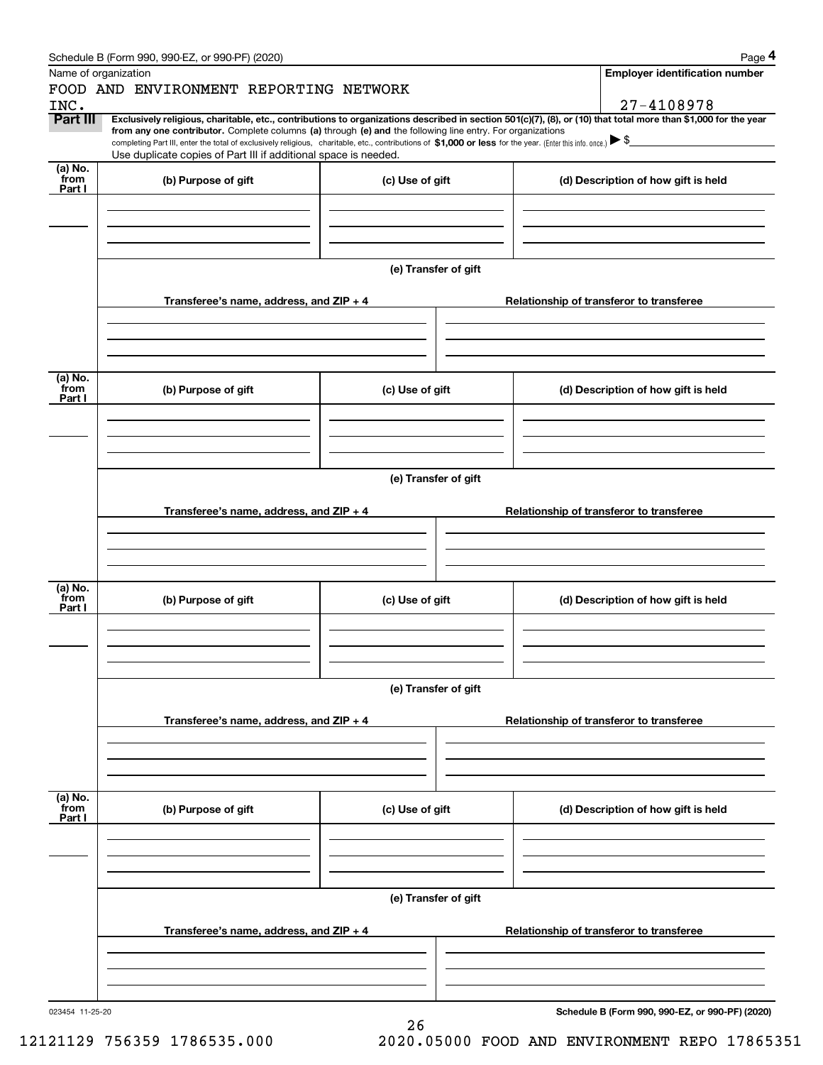Schedule B (Form 990, 990-EZ, or 990-PF) (2020) Page **4**

Name of organization

FOOD AND ENVIRONMENT REPORTING NETWORK INC.

**Employer identification number**

27-4108978

**Part III** **Exclusively religious, charitable, etc., contributions to organizations described in section 501(c)(7), (8), or (10) that total more than $1,000 for the year from any one contributor.** Complete columns **(a)** through **(e) and** the following line entry. For organizations completing Part III, enter the total of exclusively religious, charitable, etc., contributions of **$1,000 or less** for the year. (Enter this info. once.) ▶ $

Use duplicate copies of Part III if additional space is needed.

| (a) No. from Part I | (b) Purpose of gift | (c) Use of gift | (d) Description of how gift is held |
|---|---|---|---|
| | | | |

**(e) Transfer of gift**

| Transferee's name, address, and ZIP + 4 | Relationship of transferor to transferee |
|---|---|
| | |

| (a) No. from Part I | (b) Purpose of gift | (c) Use of gift | (d) Description of how gift is held |
|---|---|---|---|
| | | | |

**(e) Transfer of gift**

| Transferee's name, address, and ZIP + 4 | Relationship of transferor to transferee |
|---|---|
| | |

| (a) No. from Part I | (b) Purpose of gift | (c) Use of gift | (d) Description of how gift is held |
|---|---|---|---|
| | | | |

**(e) Transfer of gift**

| Transferee's name, address, and ZIP + 4 | Relationship of transferor to transferee |
|---|---|
| | |

| (a) No. from Part I | (b) Purpose of gift | (c) Use of gift | (d) Description of how gift is held |
|---|---|---|---|
| | | | |

**(e) Transfer of gift**

| Transferee's name, address, and ZIP + 4 | Relationship of transferor to transferee |
|---|---|
| | |

023454 11-25-20

**Schedule B (Form 990, 990-EZ, or 990-PF) (2020)**

12121129 756359 1786535.000 2020.05000 FOOD AND ENVIRONMENT REPO 17865351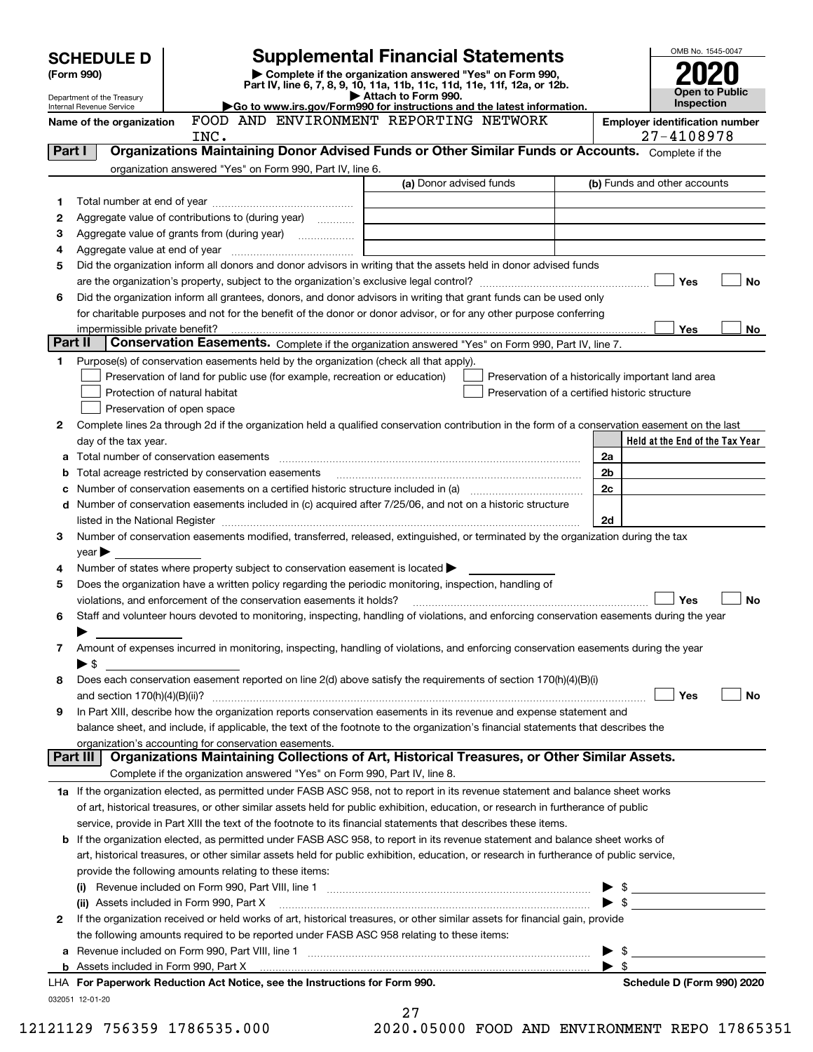# SCHEDULE D (Form 990)

Department of the Treasury
Internal Revenue Service

## Supplemental Financial Statements

▶ Complete if the organization answered "Yes" on Form 990, Part IV, line 6, 7, 8, 9, 10, 11a, 11b, 11c, 11d, 11e, 11f, 12a, or 12b.
▶ Attach to Form 990.
▶ Go to www.irs.gov/Form990 for instructions and the latest information.

OMB No. 1545-0047
**2020**
**Open to Public Inspection**

**Name of the organization:** FOOD AND ENVIRONMENT REPORTING NETWORK INC.

**Employer identification number:** 27-4108978

## Part I — Organizations Maintaining Donor Advised Funds or Other Similar Funds or Accounts.

Complete if the organization answered "Yes" on Form 990, Part IV, line 6.

| | | (a) Donor advised funds | (b) Funds and other accounts |
|---|---|---|---|
| 1 | Total number at end of year | | |
| 2 | Aggregate value of contributions to (during year) | | |
| 3 | Aggregate value of grants from (during year) | | |
| 4 | Aggregate value at end of year | | |

5 Did the organization inform all donors and donor advisors in writing that the assets held in donor advised funds are the organization's property, subject to the organization's exclusive legal control? ☐ Yes ☐ No

6 Did the organization inform all grantees, donors, and donor advisors in writing that grant funds can be used only for charitable purposes and not for the benefit of the donor or donor advisor, or for any other purpose conferring impermissible private benefit? ☐ Yes ☐ No

## Part II — Conservation Easements.

Complete if the organization answered "Yes" on Form 990, Part IV, line 7.

1 Purpose(s) of conservation easements held by the organization (check all that apply).

- ☐ Preservation of land for public use (for example, recreation or education)
- ☐ Protection of natural habitat
- ☐ Preservation of open space
- ☐ Preservation of a historically important land area
- ☐ Preservation of a certified historic structure

2 Complete lines 2a through 2d if the organization held a qualified conservation contribution in the form of a conservation easement on the last day of the tax year.

| | | | Held at the End of the Tax Year |
|---|---|---|---|
| a | Total number of conservation easements | 2a | |
| b | Total acreage restricted by conservation easements | 2b | |
| c | Number of conservation easements on a certified historic structure included in (a) | 2c | |
| d | Number of conservation easements included in (c) acquired after 7/25/06, and not on a historic structure listed in the National Register | 2d | |

3 Number of conservation easements modified, transferred, released, extinguished, or terminated by the organization during the tax year ▶

4 Number of states where property subject to conservation easement is located ▶

5 Does the organization have a written policy regarding the periodic monitoring, inspection, handling of violations, and enforcement of the conservation easements it holds? ☐ Yes ☐ No

6 Staff and volunteer hours devoted to monitoring, inspecting, handling of violations, and enforcing conservation easements during the year ▶

7 Amount of expenses incurred in monitoring, inspecting, handling of violations, and enforcing conservation easements during the year ▶ $

8 Does each conservation easement reported on line 2(d) above satisfy the requirements of section 170(h)(4)(B)(i) and section 170(h)(4)(B)(ii)? ☐ Yes ☐ No

9 In Part XIII, describe how the organization reports conservation easements in its revenue and expense statement and balance sheet, and include, if applicable, the text of the footnote to the organization's financial statements that describes the organization's accounting for conservation easements.

## Part III — Organizations Maintaining Collections of Art, Historical Treasures, or Other Similar Assets.

Complete if the organization answered "Yes" on Form 990, Part IV, line 8.

1a If the organization elected, as permitted under FASB ASC 958, not to report in its revenue statement and balance sheet works of art, historical treasures, or other similar assets held for public exhibition, education, or research in furtherance of public service, provide in Part XIII the text of the footnote to its financial statements that describes these items.

b If the organization elected, as permitted under FASB ASC 958, to report in its revenue statement and balance sheet works of art, historical treasures, or other similar assets held for public exhibition, education, or research in furtherance of public service, provide the following amounts relating to these items:

(i) Revenue included on Form 990, Part VIII, line 1 ▶ $

(ii) Assets included in Form 990, Part X ▶ $

2 If the organization received or held works of art, historical treasures, or other similar assets for financial gain, provide the following amounts required to be reported under FASB ASC 958 relating to these items:

a Revenue included on Form 990, Part VIII, line 1 ▶ $

b Assets included in Form 990, Part X ▶ $

LHA For Paperwork Reduction Act Notice, see the Instructions for Form 990. Schedule D (Form 990) 2020

032051 12-01-20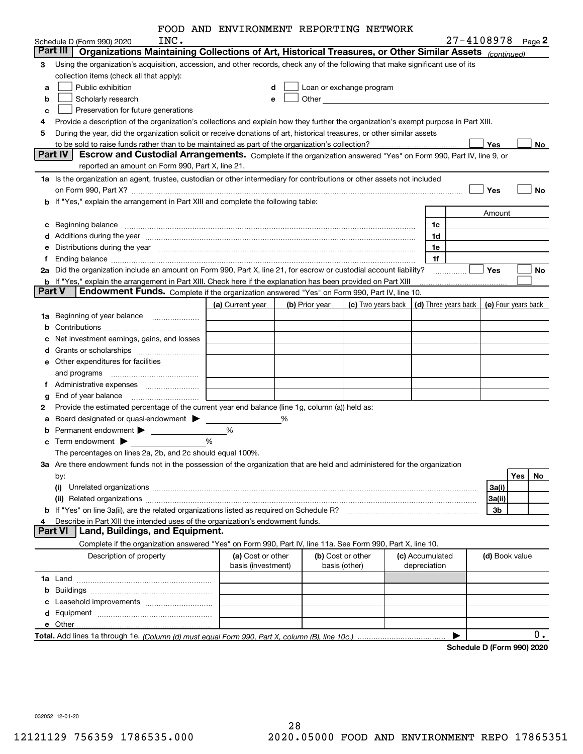FOOD AND ENVIRONMENT REPORTING NETWORK

Schedule D (Form 990) 2020 INC. 27-4108978 Page 2

## Part III Organizations Maintaining Collections of Art, Historical Treasures, or Other Similar Assets *(continued)*

3 Using the organization's acquisition, accession, and other records, check any of the following that make significant use of its collection items (check all that apply):

a ☐ Public exhibition
b ☐ Scholarly research
c ☐ Preservation for future generations
d ☐ Loan or exchange program
e ☐ Other

4 Provide a description of the organization's collections and explain how they further the organization's exempt purpose in Part XIII.

5 During the year, did the organization solicit or receive donations of art, historical treasures, or other similar assets to be sold to raise funds rather than to be maintained as part of the organization's collection? ☐ Yes ☐ No

## Part IV Escrow and Custodial Arrangements.

Complete if the organization answered "Yes" on Form 990, Part IV, line 9, or reported an amount on Form 990, Part X, line 21.

1a Is the organization an agent, trustee, custodian or other intermediary for contributions or other assets not included on Form 990, Part X? ☐ Yes ☐ No

b If "Yes," explain the arrangement in Part XIII and complete the following table:

| | | Amount |
|---|---|---|
| c Beginning balance | 1c | |
| d Additions during the year | 1d | |
| e Distributions during the year | 1e | |
| f Ending balance | 1f | |

2a Did the organization include an amount on Form 990, Part X, line 21, for escrow or custodial account liability? ☐ Yes ☐ No

b If "Yes," explain the arrangement in Part XIII. Check here if the explanation has been provided on Part XIII ☐

## Part V Endowment Funds.

Complete if the organization answered "Yes" on Form 990, Part IV, line 10.

| | (a) Current year | (b) Prior year | (c) Two years back | (d) Three years back | (e) Four years back |
|---|---|---|---|---|---|
| 1a Beginning of year balance | | | | | |
| b Contributions | | | | | |
| c Net investment earnings, gains, and losses | | | | | |
| d Grants or scholarships | | | | | |
| e Other expenditures for facilities and programs | | | | | |
| f Administrative expenses | | | | | |
| g End of year balance | | | | | |

2 Provide the estimated percentage of the current year end balance (line 1g, column (a)) held as:

a Board designated or quasi-endowment ▶ %
b Permanent endowment ▶ %
c Term endowment ▶ %

The percentages on lines 2a, 2b, and 2c should equal 100%.

3a Are there endowment funds not in the possession of the organization that are held and administered for the organization by:

| | | Yes | No |
|---|---|---|---|
| (i) Unrelated organizations | 3a(i) | | |
| (ii) Related organizations | 3a(ii) | | |
| b If "Yes" on line 3a(ii), are the related organizations listed as required on Schedule R? | 3b | | |

4 Describe in Part XIII the intended uses of the organization's endowment funds.

## Part VI Land, Buildings, and Equipment.

Complete if the organization answered "Yes" on Form 990, Part IV, line 11a. See Form 990, Part X, line 10.

| Description of property | (a) Cost or other basis (investment) | (b) Cost or other basis (other) | (c) Accumulated depreciation | (d) Book value |
|---|---|---|---|---|
| 1a Land | | | | |
| b Buildings | | | | |
| c Leasehold improvements | | | | |
| d Equipment | | | | |
| e Other | | | | |
| **Total.** Add lines 1a through 1e. *(Column (d) must equal Form 990, Part X, column (B), line 10c.)* | | | ▶ | 0. |

**Schedule D (Form 990) 2020**

032052 12-01-20

12121129 756359 1786535.000 2020.05000 FOOD AND ENVIRONMENT REPO 17865351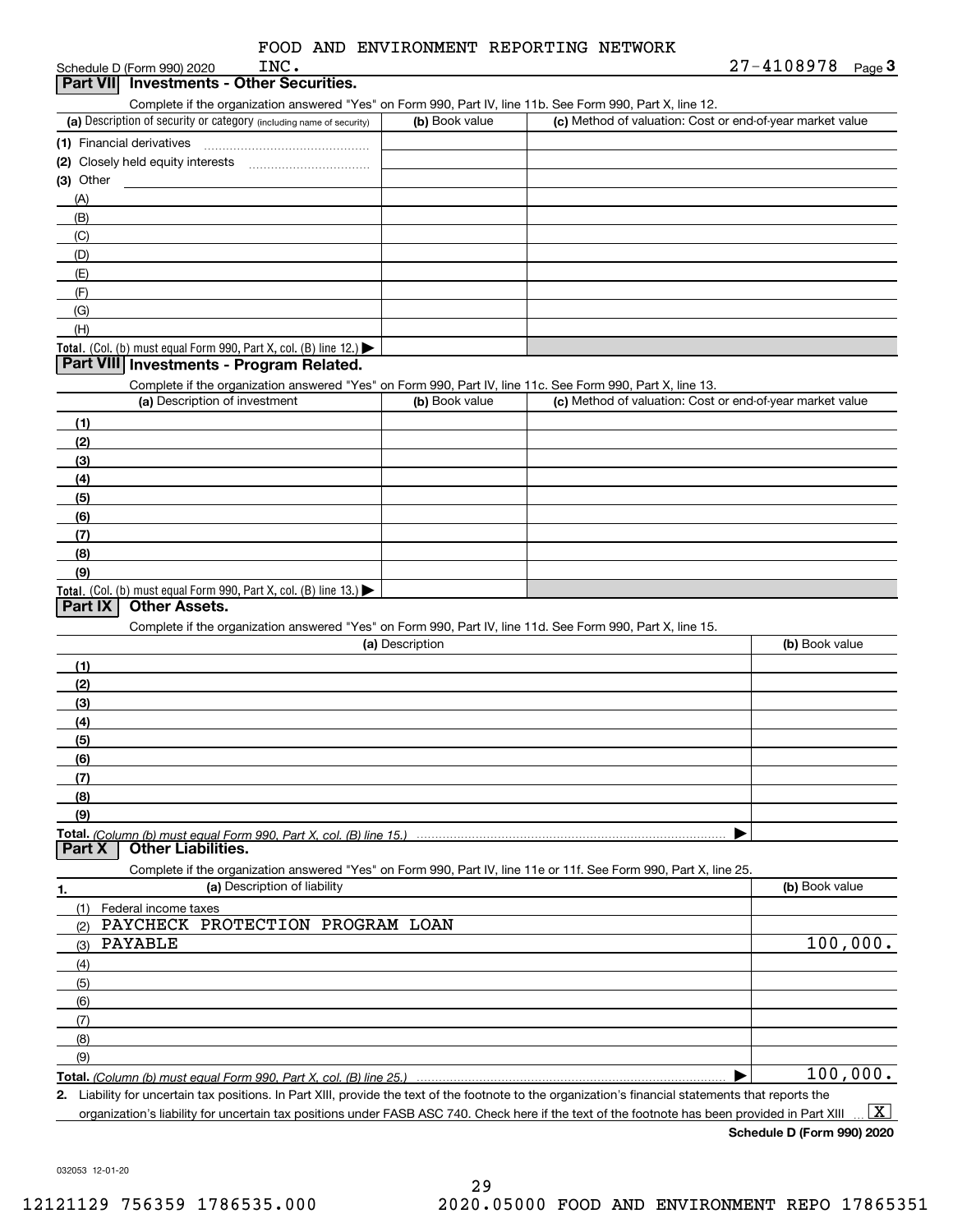FOOD AND ENVIRONMENT REPORTING NETWORK INC.

Schedule D (Form 990) 2020 — 27-4108978 — Page 3

## Part VII Investments - Other Securities.

Complete if the organization answered "Yes" on Form 990, Part IV, line 11b. See Form 990, Part X, line 12.

| (a) Description of security or category (including name of security) | (b) Book value | (c) Method of valuation: Cost or end-of-year market value |
|---|---|---|
| (1) Financial derivatives | | |
| (2) Closely held equity interests | | |
| (3) Other | | |
| (A) | | |
| (B) | | |
| (C) | | |
| (D) | | |
| (E) | | |
| (F) | | |
| (G) | | |
| (H) | | |
| **Total.** (Col. (b) must equal Form 990, Part X, col. (B) line 12.) | | |

## Part VIII Investments - Program Related.

Complete if the organization answered "Yes" on Form 990, Part IV, line 11c. See Form 990, Part X, line 13.

| (a) Description of investment | (b) Book value | (c) Method of valuation: Cost or end-of-year market value |
|---|---|---|
| (1) | | |
| (2) | | |
| (3) | | |
| (4) | | |
| (5) | | |
| (6) | | |
| (7) | | |
| (8) | | |
| (9) | | |
| **Total.** (Col. (b) must equal Form 990, Part X, col. (B) line 13.) | | |

## Part IX Other Assets.

Complete if the organization answered "Yes" on Form 990, Part IV, line 11d. See Form 990, Part X, line 15.

| (a) Description | (b) Book value |
|---|---|
| (1) | |
| (2) | |
| (3) | |
| (4) | |
| (5) | |
| (6) | |
| (7) | |
| (8) | |
| (9) | |
| **Total.** *(Column (b) must equal Form 990, Part X, col. (B) line 15.)* | |

## Part X Other Liabilities.

Complete if the organization answered "Yes" on Form 990, Part IV, line 11e or 11f. See Form 990, Part X, line 25.

| 1. (a) Description of liability | (b) Book value |
|---|---|
| (1) Federal income taxes | |
| (2) PAYCHECK PROTECTION PROGRAM LOAN | |
| (3) PAYABLE | 100,000. |
| (4) | |
| (5) | |
| (6) | |
| (7) | |
| (8) | |
| (9) | |
| **Total.** *(Column (b) must equal Form 990, Part X, col. (B) line 25.)* | 100,000. |

**2.** Liability for uncertain tax positions. In Part XIII, provide the text of the footnote to the organization's financial statements that reports the organization's liability for uncertain tax positions under FASB ASC 740. Check here if the text of the footnote has been provided in Part XIII ... [X]

**Schedule D (Form 990) 2020**

032053 12-01-20

12121129 756359 1786535.000 2020.05000 FOOD AND ENVIRONMENT REPO 17865351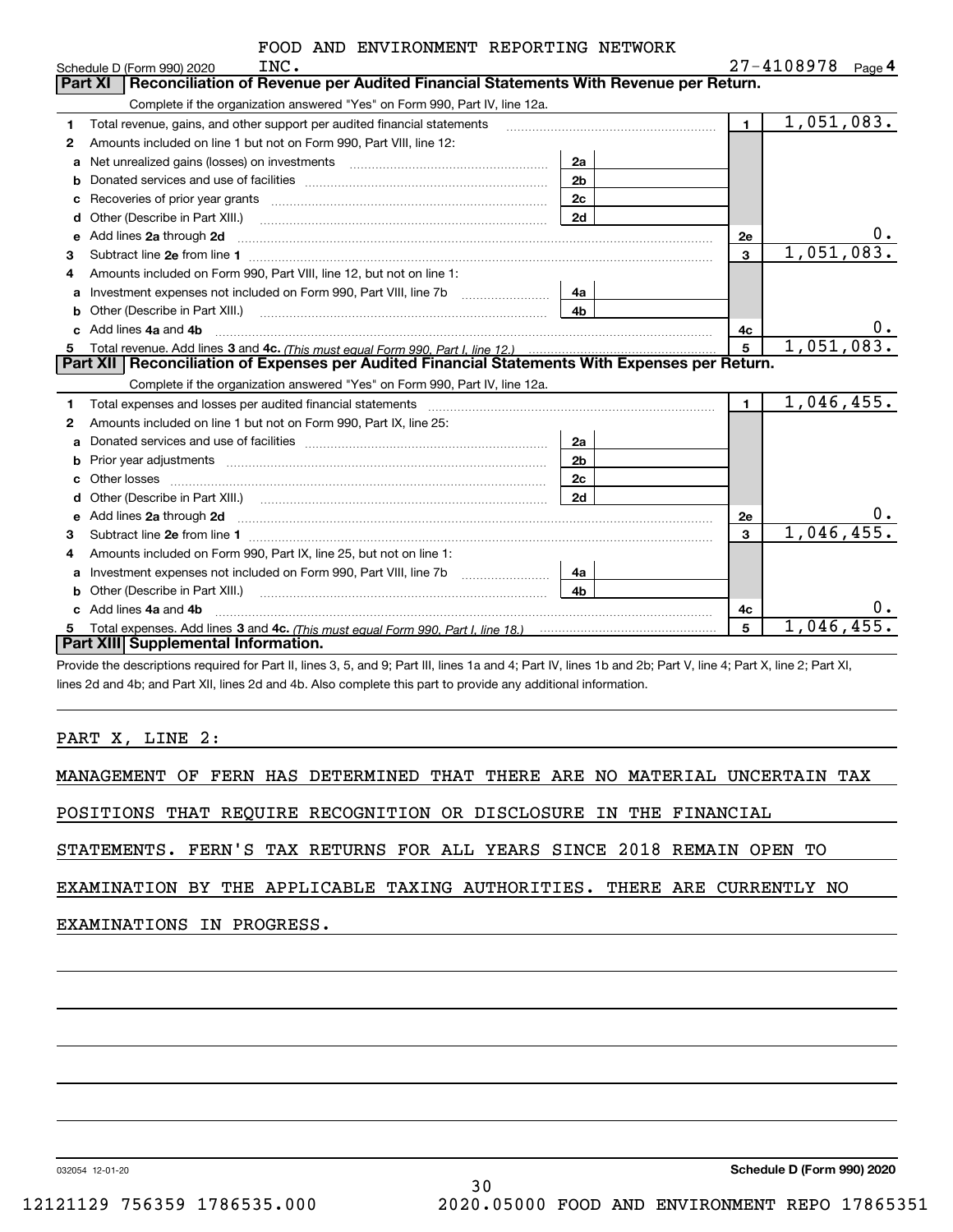FOOD AND ENVIRONMENT REPORTING NETWORK INC. 27-4108978

Schedule D (Form 990) 2020 Page 4

## Part XI Reconciliation of Revenue per Audited Financial Statements With Revenue per Return.

Complete if the organization answered "Yes" on Form 990, Part IV, line 12a.

| | | | | | |
|---|---|---|---|---|---|
| 1 | Total revenue, gains, and other support per audited financial statements | | | 1 | 1,051,083. |
| 2 | Amounts included on line 1 but not on Form 990, Part VIII, line 12: | | | | |
| a | Net unrealized gains (losses) on investments | 2a | | | |
| b | Donated services and use of facilities | 2b | | | |
| c | Recoveries of prior year grants | 2c | | | |
| d | Other (Describe in Part XIII.) | 2d | | | |
| e | Add lines 2a through 2d | | | 2e | 0. |
| 3 | Subtract line 2e from line 1 | | | 3 | 1,051,083. |
| 4 | Amounts included on Form 990, Part VIII, line 12, but not on line 1: | | | | |
| a | Investment expenses not included on Form 990, Part VIII, line 7b | 4a | | | |
| b | Other (Describe in Part XIII.) | 4b | | | |
| c | Add lines 4a and 4b | | | 4c | 0. |
| 5 | Total revenue. Add lines 3 and 4c. *(This must equal Form 990, Part I, line 12.)* | | | 5 | 1,051,083. |

## Part XII Reconciliation of Expenses per Audited Financial Statements With Expenses per Return.

Complete if the organization answered "Yes" on Form 990, Part IV, line 12a.

| | | | | | |
|---|---|---|---|---|---|
| 1 | Total expenses and losses per audited financial statements | | | 1 | 1,046,455. |
| 2 | Amounts included on line 1 but not on Form 990, Part IX, line 25: | | | | |
| a | Donated services and use of facilities | 2a | | | |
| b | Prior year adjustments | 2b | | | |
| c | Other losses | 2c | | | |
| d | Other (Describe in Part XIII.) | 2d | | | |
| e | Add lines 2a through 2d | | | 2e | 0. |
| 3 | Subtract line 2e from line 1 | | | 3 | 1,046,455. |
| 4 | Amounts included on Form 990, Part IX, line 25, but not on line 1: | | | | |
| a | Investment expenses not included on Form 990, Part VIII, line 7b | 4a | | | |
| b | Other (Describe in Part XIII.) | 4b | | | |
| c | Add lines 4a and 4b | | | 4c | 0. |
| 5 | Total expenses. Add lines 3 and 4c. *(This must equal Form 990, Part I, line 18.)* | | | 5 | 1,046,455. |

## Part XIII Supplemental Information.

Provide the descriptions required for Part II, lines 3, 5, and 9; Part III, lines 1a and 4; Part IV, lines 1b and 2b; Part V, line 4; Part X, line 2; Part XI, lines 2d and 4b; and Part XII, lines 2d and 4b. Also complete this part to provide any additional information.

PART X, LINE 2:

MANAGEMENT OF FERN HAS DETERMINED THAT THERE ARE NO MATERIAL UNCERTAIN TAX POSITIONS THAT REQUIRE RECOGNITION OR DISCLOSURE IN THE FINANCIAL STATEMENTS. FERN'S TAX RETURNS FOR ALL YEARS SINCE 2018 REMAIN OPEN TO EXAMINATION BY THE APPLICABLE TAXING AUTHORITIES. THERE ARE CURRENTLY NO EXAMINATIONS IN PROGRESS.

032054 12-01-20 Schedule D (Form 990) 2020

12121129 756359 1786535.000 2020.05000 FOOD AND ENVIRONMENT REPO 17865351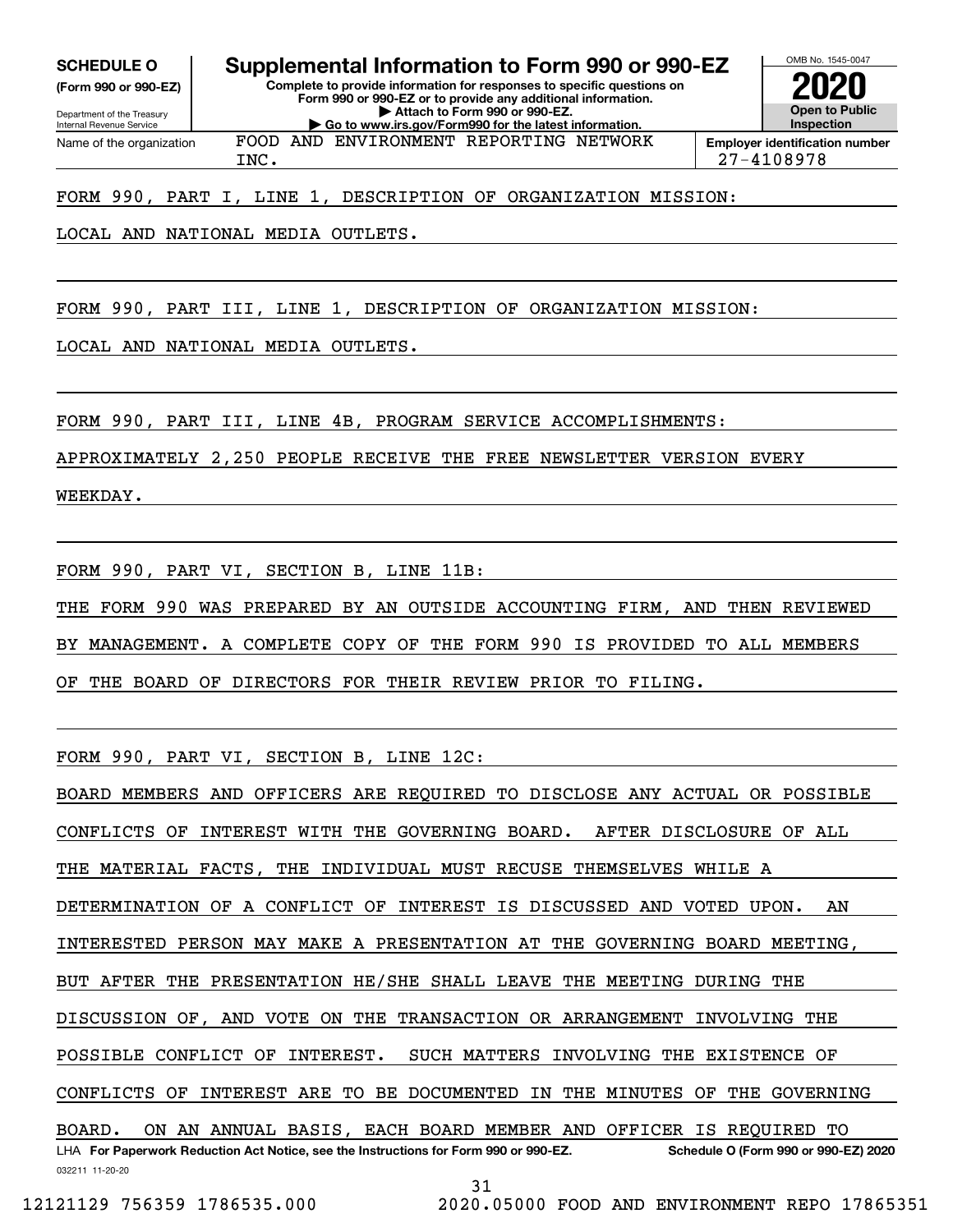**SCHEDULE O** (Form 990 or 990-EZ)

Department of the Treasury
Internal Revenue Service

# Supplemental Information to Form 990 or 990-EZ

**Complete to provide information for responses to specific questions on Form 990 or 990-EZ or to provide any additional information.**
**▶ Attach to Form 990 or 990-EZ.**
**▶ Go to www.irs.gov/Form990 for the latest information.**

OMB No. 1545-0047

**2020**

**Open to Public Inspection**

Name of the organization: FOOD AND ENVIRONMENT REPORTING NETWORK INC.

**Employer identification number** 27-4108978

FORM 990, PART I, LINE 1, DESCRIPTION OF ORGANIZATION MISSION:

LOCAL AND NATIONAL MEDIA OUTLETS.

FORM 990, PART III, LINE 1, DESCRIPTION OF ORGANIZATION MISSION:

LOCAL AND NATIONAL MEDIA OUTLETS.

FORM 990, PART III, LINE 4B, PROGRAM SERVICE ACCOMPLISHMENTS:

APPROXIMATELY 2,250 PEOPLE RECEIVE THE FREE NEWSLETTER VERSION EVERY WEEKDAY.

FORM 990, PART VI, SECTION B, LINE 11B:

THE FORM 990 WAS PREPARED BY AN OUTSIDE ACCOUNTING FIRM, AND THEN REVIEWED BY MANAGEMENT. A COMPLETE COPY OF THE FORM 990 IS PROVIDED TO ALL MEMBERS OF THE BOARD OF DIRECTORS FOR THEIR REVIEW PRIOR TO FILING.

FORM 990, PART VI, SECTION B, LINE 12C:

BOARD MEMBERS AND OFFICERS ARE REQUIRED TO DISCLOSE ANY ACTUAL OR POSSIBLE CONFLICTS OF INTEREST WITH THE GOVERNING BOARD. AFTER DISCLOSURE OF ALL THE MATERIAL FACTS, THE INDIVIDUAL MUST RECUSE THEMSELVES WHILE A DETERMINATION OF A CONFLICT OF INTEREST IS DISCUSSED AND VOTED UPON. AN INTERESTED PERSON MAY MAKE A PRESENTATION AT THE GOVERNING BOARD MEETING, BUT AFTER THE PRESENTATION HE/SHE SHALL LEAVE THE MEETING DURING THE DISCUSSION OF, AND VOTE ON THE TRANSACTION OR ARRANGEMENT INVOLVING THE POSSIBLE CONFLICT OF INTEREST. SUCH MATTERS INVOLVING THE EXISTENCE OF CONFLICTS OF INTEREST ARE TO BE DOCUMENTED IN THE MINUTES OF THE GOVERNING BOARD. ON AN ANNUAL BASIS, EACH BOARD MEMBER AND OFFICER IS REQUIRED TO

LHA **For Paperwork Reduction Act Notice, see the Instructions for Form 990 or 990-EZ.** **Schedule O (Form 990 or 990-EZ) 2020**

032211 11-20-20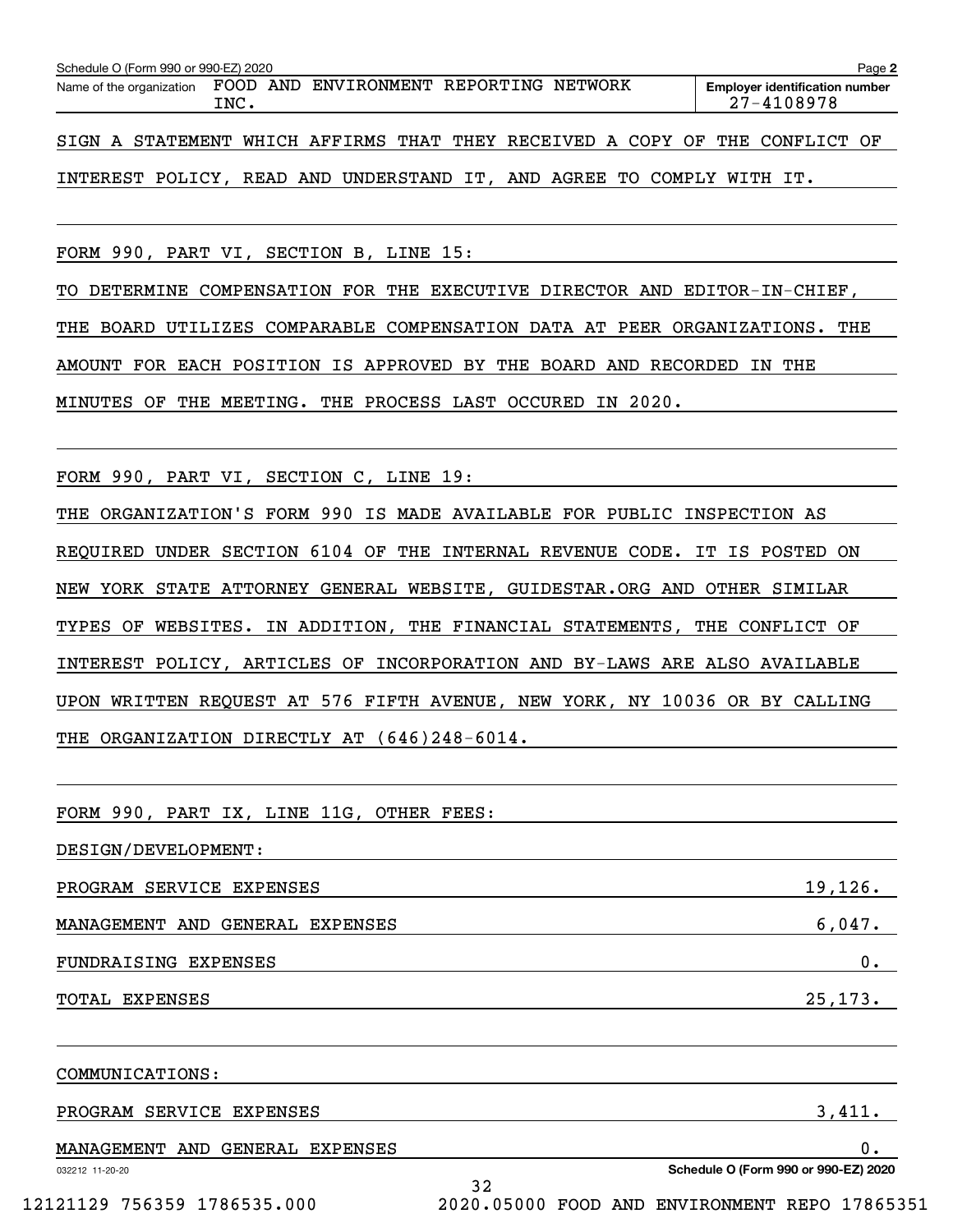Schedule O (Form 990 or 990-EZ) 2020

Name of the organization: FOOD AND ENVIRONMENT REPORTING NETWORK INC.

Employer identification number: 27-4108978

SIGN A STATEMENT WHICH AFFIRMS THAT THEY RECEIVED A COPY OF THE CONFLICT OF INTEREST POLICY, READ AND UNDERSTAND IT, AND AGREE TO COMPLY WITH IT.

FORM 990, PART VI, SECTION B, LINE 15:

TO DETERMINE COMPENSATION FOR THE EXECUTIVE DIRECTOR AND EDITOR-IN-CHIEF, THE BOARD UTILIZES COMPARABLE COMPENSATION DATA AT PEER ORGANIZATIONS. THE AMOUNT FOR EACH POSITION IS APPROVED BY THE BOARD AND RECORDED IN THE MINUTES OF THE MEETING. THE PROCESS LAST OCCURED IN 2020.

FORM 990, PART VI, SECTION C, LINE 19:

THE ORGANIZATION'S FORM 990 IS MADE AVAILABLE FOR PUBLIC INSPECTION AS REQUIRED UNDER SECTION 6104 OF THE INTERNAL REVENUE CODE. IT IS POSTED ON NEW YORK STATE ATTORNEY GENERAL WEBSITE, GUIDESTAR.ORG AND OTHER SIMILAR TYPES OF WEBSITES. IN ADDITION, THE FINANCIAL STATEMENTS, THE CONFLICT OF INTEREST POLICY, ARTICLES OF INCORPORATION AND BY-LAWS ARE ALSO AVAILABLE UPON WRITTEN REQUEST AT 576 FIFTH AVENUE, NEW YORK, NY 10036 OR BY CALLING THE ORGANIZATION DIRECTLY AT (646)248-6014.

FORM 990, PART IX, LINE 11G, OTHER FEES:

DESIGN/DEVELOPMENT:

| | |
|---|---|
| PROGRAM SERVICE EXPENSES | 19,126. |
| MANAGEMENT AND GENERAL EXPENSES | 6,047. |
| FUNDRAISING EXPENSES | 0. |
| TOTAL EXPENSES | 25,173. |

COMMUNICATIONS:

| | |
|---|---|
| PROGRAM SERVICE EXPENSES | 3,411. |
| MANAGEMENT AND GENERAL EXPENSES | 0. |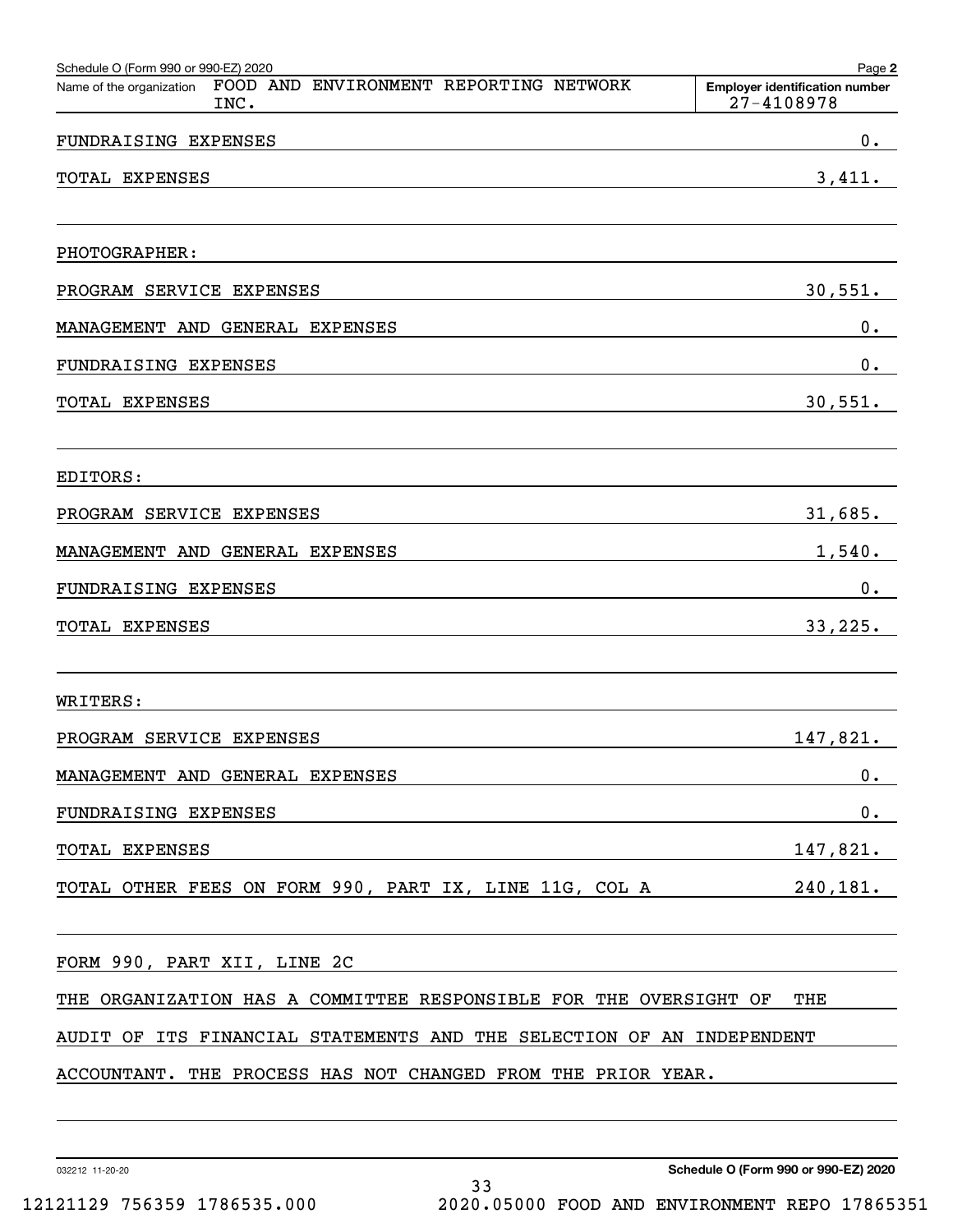Schedule O (Form 990 or 990-EZ) 2020 Page **2**

Name of the organization FOOD AND ENVIRONMENT REPORTING NETWORK INC.

**Employer identification number** 27-4108978

| | |
|---|---|
| FUNDRAISING EXPENSES | 0. |
| TOTAL EXPENSES | 3,411. |
| | |
| PHOTOGRAPHER: | |
| PROGRAM SERVICE EXPENSES | 30,551. |
| MANAGEMENT AND GENERAL EXPENSES | 0. |
| FUNDRAISING EXPENSES | 0. |
| TOTAL EXPENSES | 30,551. |
| | |
| EDITORS: | |
| PROGRAM SERVICE EXPENSES | 31,685. |
| MANAGEMENT AND GENERAL EXPENSES | 1,540. |
| FUNDRAISING EXPENSES | 0. |
| TOTAL EXPENSES | 33,225. |
| | |
| WRITERS: | |
| PROGRAM SERVICE EXPENSES | 147,821. |
| MANAGEMENT AND GENERAL EXPENSES | 0. |
| FUNDRAISING EXPENSES | 0. |
| TOTAL EXPENSES | 147,821. |
| TOTAL OTHER FEES ON FORM 990, PART IX, LINE 11G, COL A | 240,181. |

FORM 990, PART XII, LINE 2C

THE ORGANIZATION HAS A COMMITTEE RESPONSIBLE FOR THE OVERSIGHT OF THE AUDIT OF ITS FINANCIAL STATEMENTS AND THE SELECTION OF AN INDEPENDENT ACCOUNTANT. THE PROCESS HAS NOT CHANGED FROM THE PRIOR YEAR.

032212 11-20-20 **Schedule O (Form 990 or 990-EZ) 2020**

12121129 756359 1786535.000 2020.05000 FOOD AND ENVIRONMENT REPO 17865351